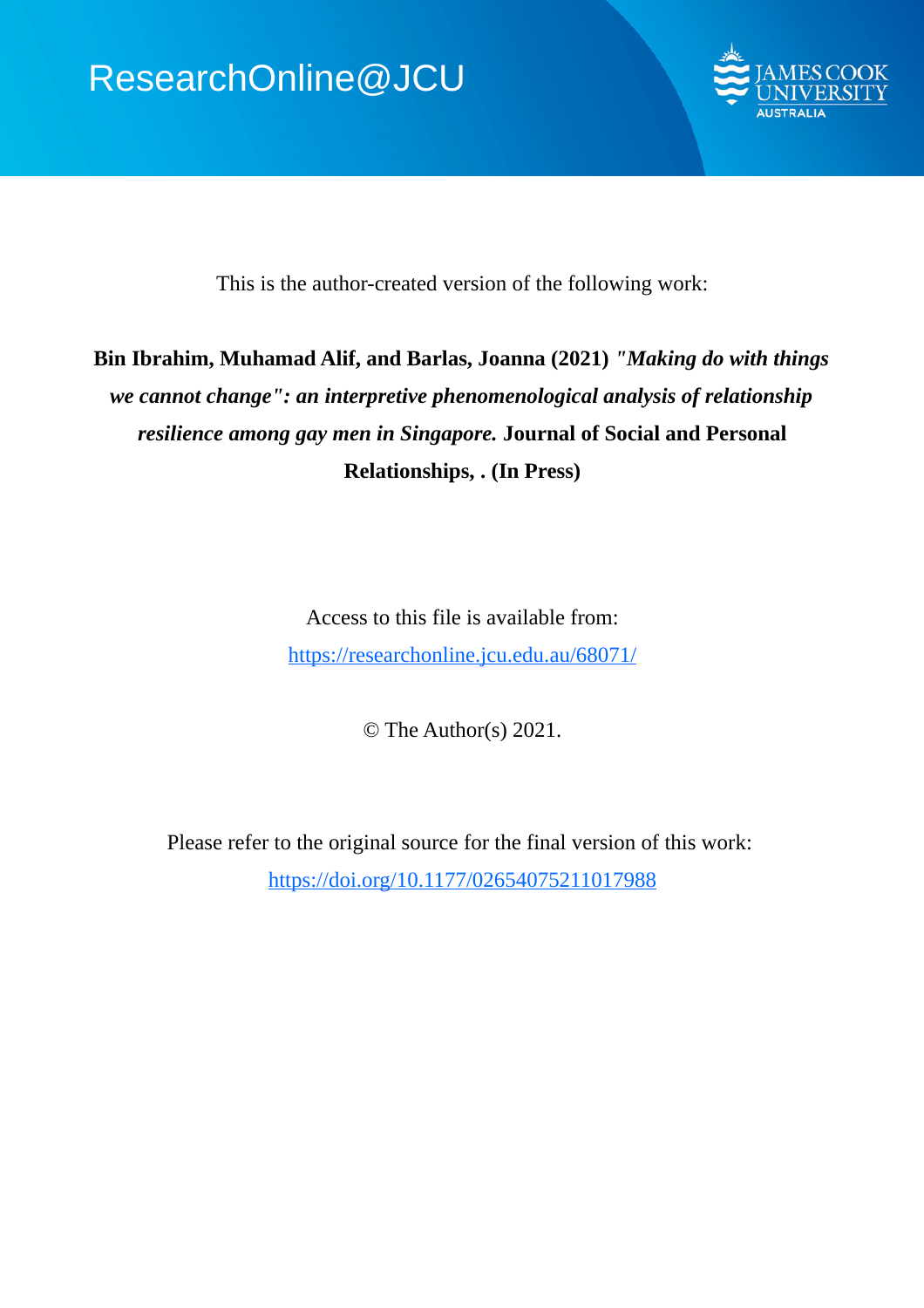ResearchOnline@JCU

This is the author-created version of the following work:

**Bin Ibrahim, Muhamad Alif, and Barlas, Joanna (2021)** ***"Making do with things we cannot change": an interpretive phenomenological analysis of relationship resilience among gay men in Singapore.*** **Journal of Social and Personal Relationships, . (In Press)**

Access to this file is available from:

https://researchonline.jcu.edu.au/68071/

© The Author(s) 2021.

Please refer to the original source for the final version of this work:

https://doi.org/10.1177/02654075211017988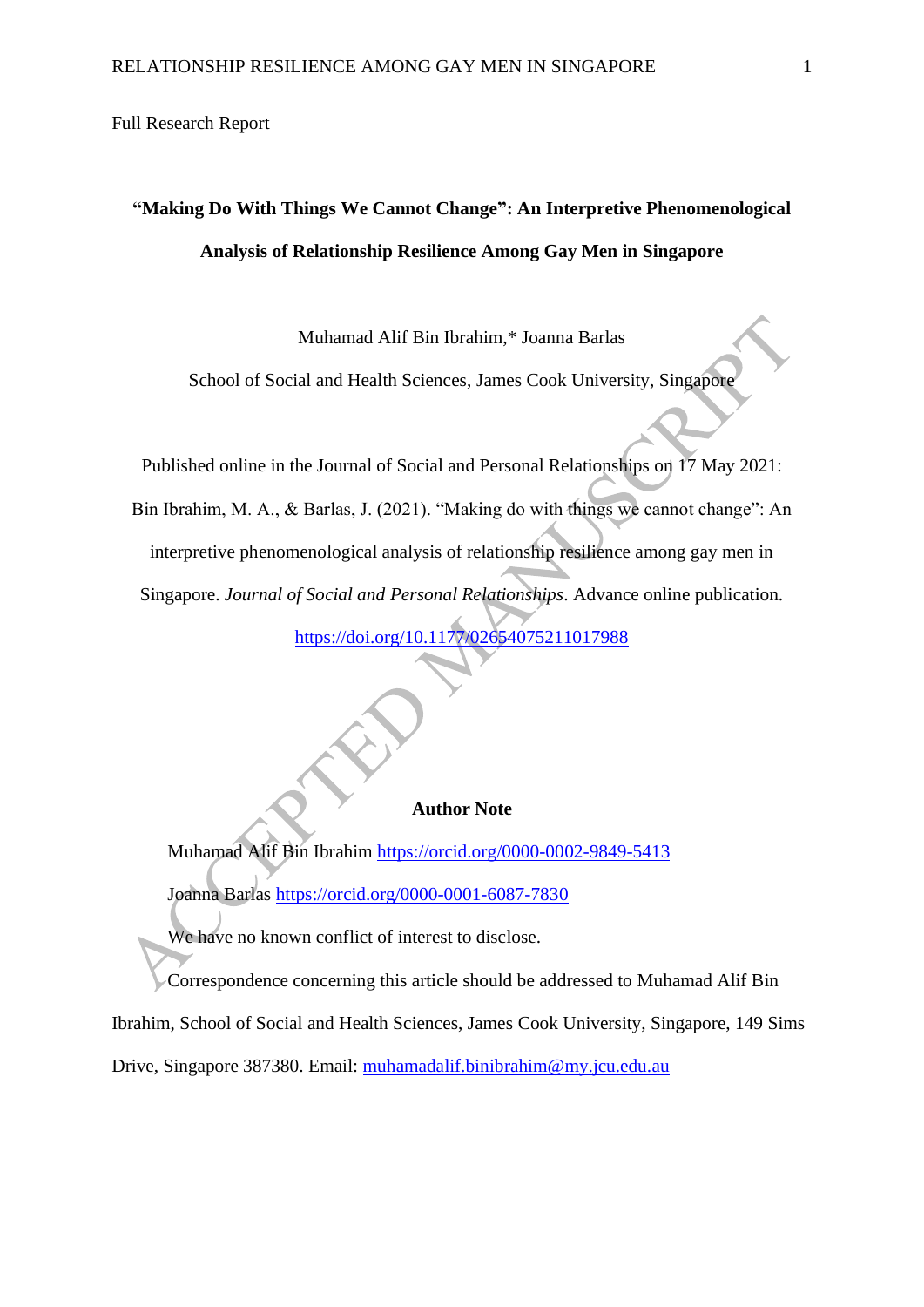Full Research Report

# "Making Do With Things We Cannot Change": An Interpretive Phenomenological Analysis of Relationship Resilience Among Gay Men in Singapore

Muhamad Alif Bin Ibrahim,* Joanna Barlas

School of Social and Health Sciences, James Cook University, Singapore

Published online in the Journal of Social and Personal Relationships on 17 May 2021: Bin Ibrahim, M. A., & Barlas, J. (2021). "Making do with things we cannot change": An interpretive phenomenological analysis of relationship resilience among gay men in Singapore. *Journal of Social and Personal Relationships*. Advance online publication. https://doi.org/10.1177/02654075211017988

## Author Note

Muhamad Alif Bin Ibrahim https://orcid.org/0000-0002-9849-5413

Joanna Barlas https://orcid.org/0000-0001-6087-7830

We have no known conflict of interest to disclose.

Correspondence concerning this article should be addressed to Muhamad Alif Bin Ibrahim, School of Social and Health Sciences, James Cook University, Singapore, 149 Sims Drive, Singapore 387380. Email: muhamadalif.binibrahim@my.jcu.edu.au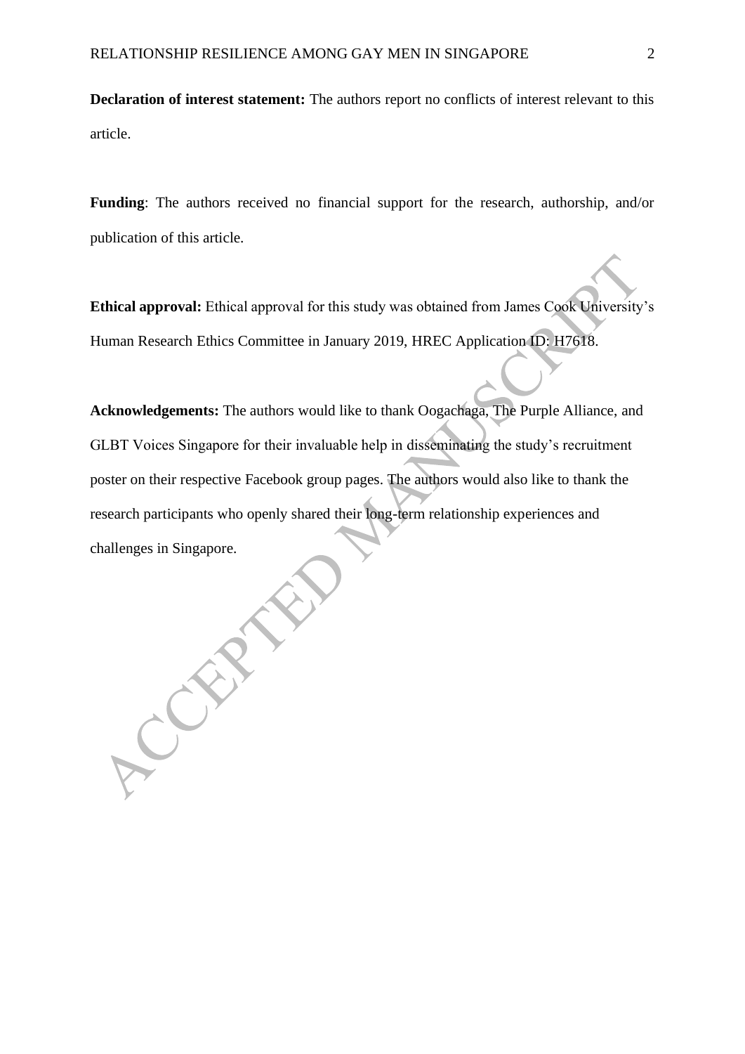**Declaration of interest statement:** The authors report no conflicts of interest relevant to this article.

**Funding**: The authors received no financial support for the research, authorship, and/or publication of this article.

**Ethical approval:** Ethical approval for this study was obtained from James Cook University's Human Research Ethics Committee in January 2019, HREC Application ID: H7618.

**Acknowledgements:** The authors would like to thank Oogachaga, The Purple Alliance, and GLBT Voices Singapore for their invaluable help in disseminating the study's recruitment poster on their respective Facebook group pages. The authors would also like to thank the research participants who openly shared their long-term relationship experiences and challenges in Singapore.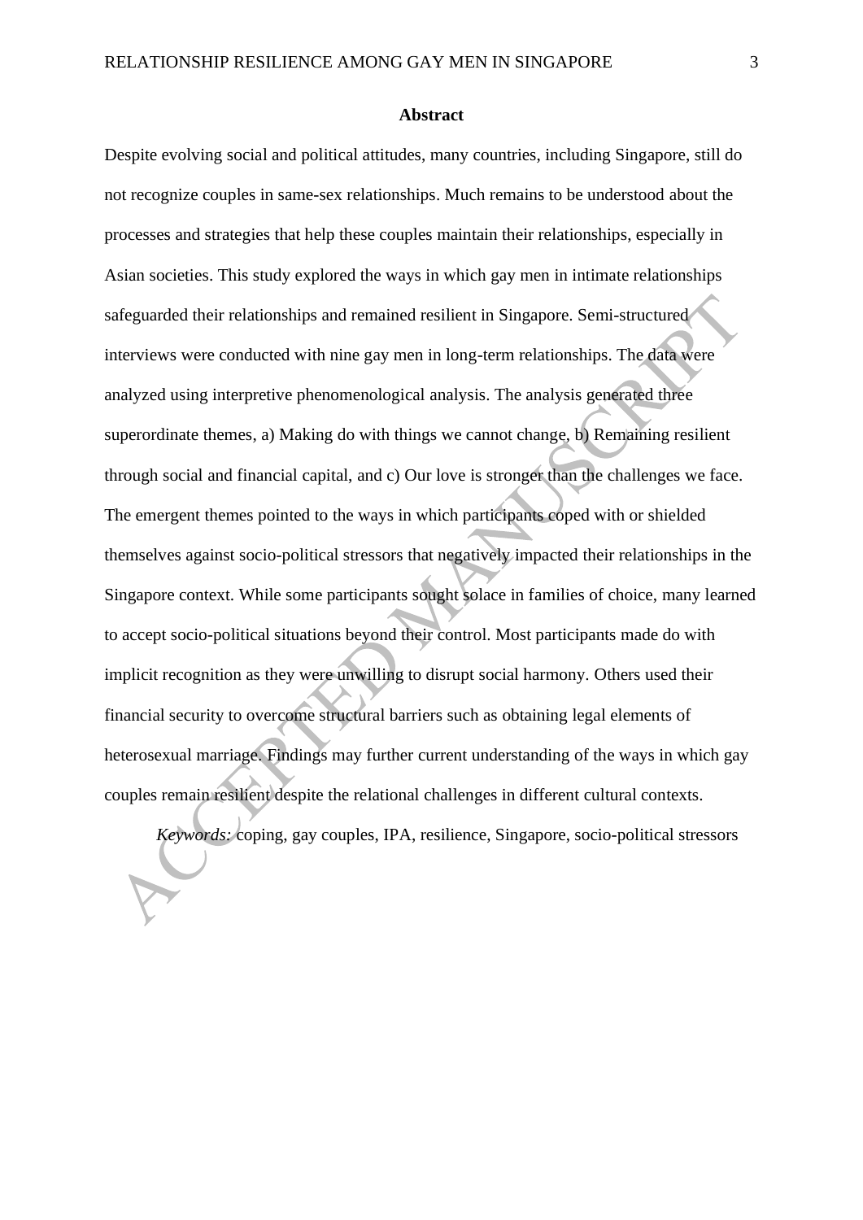## Abstract

Despite evolving social and political attitudes, many countries, including Singapore, still do not recognize couples in same-sex relationships. Much remains to be understood about the processes and strategies that help these couples maintain their relationships, especially in Asian societies. This study explored the ways in which gay men in intimate relationships safeguarded their relationships and remained resilient in Singapore. Semi-structured interviews were conducted with nine gay men in long-term relationships. The data were analyzed using interpretive phenomenological analysis. The analysis generated three superordinate themes, a) Making do with things we cannot change, b) Remaining resilient through social and financial capital, and c) Our love is stronger than the challenges we face. The emergent themes pointed to the ways in which participants coped with or shielded themselves against socio-political stressors that negatively impacted their relationships in the Singapore context. While some participants sought solace in families of choice, many learned to accept socio-political situations beyond their control. Most participants made do with implicit recognition as they were unwilling to disrupt social harmony. Others used their financial security to overcome structural barriers such as obtaining legal elements of heterosexual marriage. Findings may further current understanding of the ways in which gay couples remain resilient despite the relational challenges in different cultural contexts.

*Keywords:* coping, gay couples, IPA, resilience, Singapore, socio-political stressors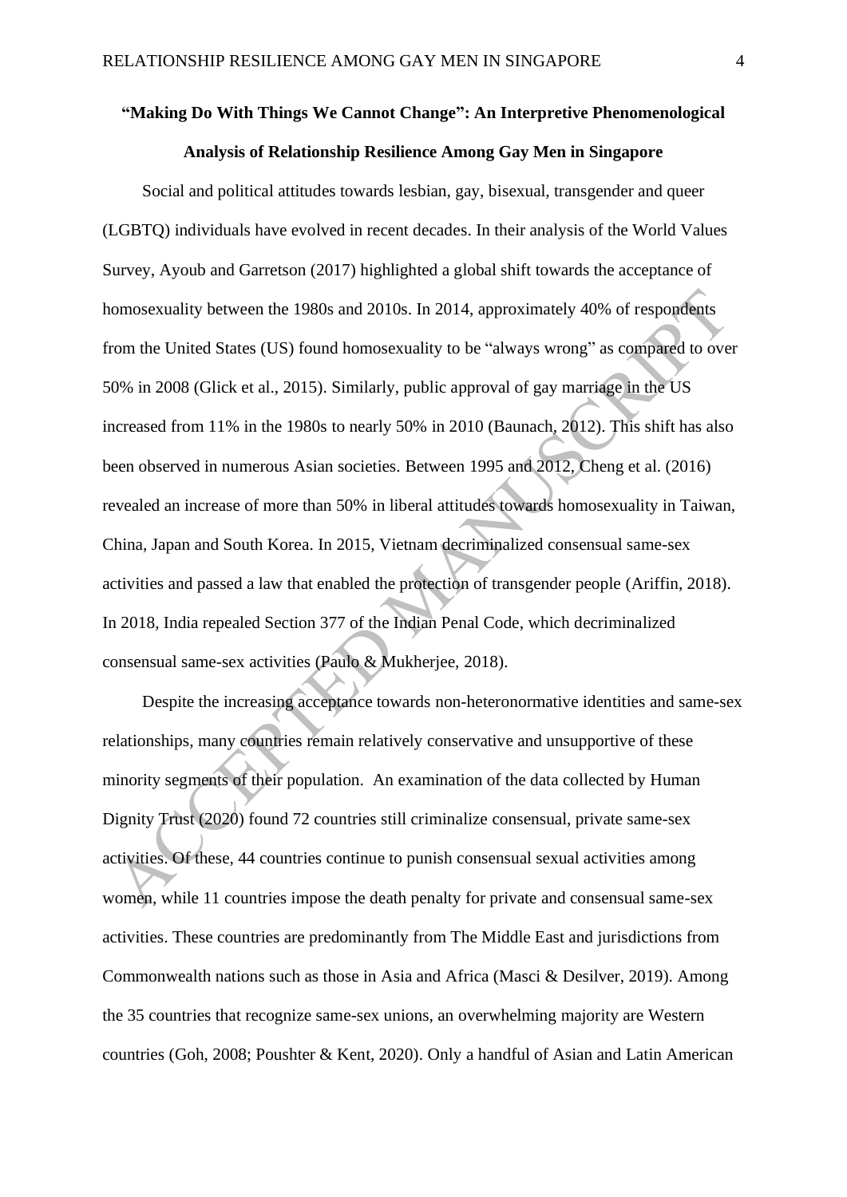# "Making Do With Things We Cannot Change": An Interpretive Phenomenological Analysis of Relationship Resilience Among Gay Men in Singapore

Social and political attitudes towards lesbian, gay, bisexual, transgender and queer (LGBTQ) individuals have evolved in recent decades. In their analysis of the World Values Survey, Ayoub and Garretson (2017) highlighted a global shift towards the acceptance of homosexuality between the 1980s and 2010s. In 2014, approximately 40% of respondents from the United States (US) found homosexuality to be "always wrong" as compared to over 50% in 2008 (Glick et al., 2015). Similarly, public approval of gay marriage in the US increased from 11% in the 1980s to nearly 50% in 2010 (Baunach, 2012). This shift has also been observed in numerous Asian societies. Between 1995 and 2012, Cheng et al. (2016) revealed an increase of more than 50% in liberal attitudes towards homosexuality in Taiwan, China, Japan and South Korea. In 2015, Vietnam decriminalized consensual same-sex activities and passed a law that enabled the protection of transgender people (Ariffin, 2018). In 2018, India repealed Section 377 of the Indian Penal Code, which decriminalized consensual same-sex activities (Paulo & Mukherjee, 2018).

Despite the increasing acceptance towards non-heteronormative identities and same-sex relationships, many countries remain relatively conservative and unsupportive of these minority segments of their population. An examination of the data collected by Human Dignity Trust (2020) found 72 countries still criminalize consensual, private same-sex activities. Of these, 44 countries continue to punish consensual sexual activities among women, while 11 countries impose the death penalty for private and consensual same-sex activities. These countries are predominantly from The Middle East and jurisdictions from Commonwealth nations such as those in Asia and Africa (Masci & Desilver, 2019). Among the 35 countries that recognize same-sex unions, an overwhelming majority are Western countries (Goh, 2008; Poushter & Kent, 2020). Only a handful of Asian and Latin American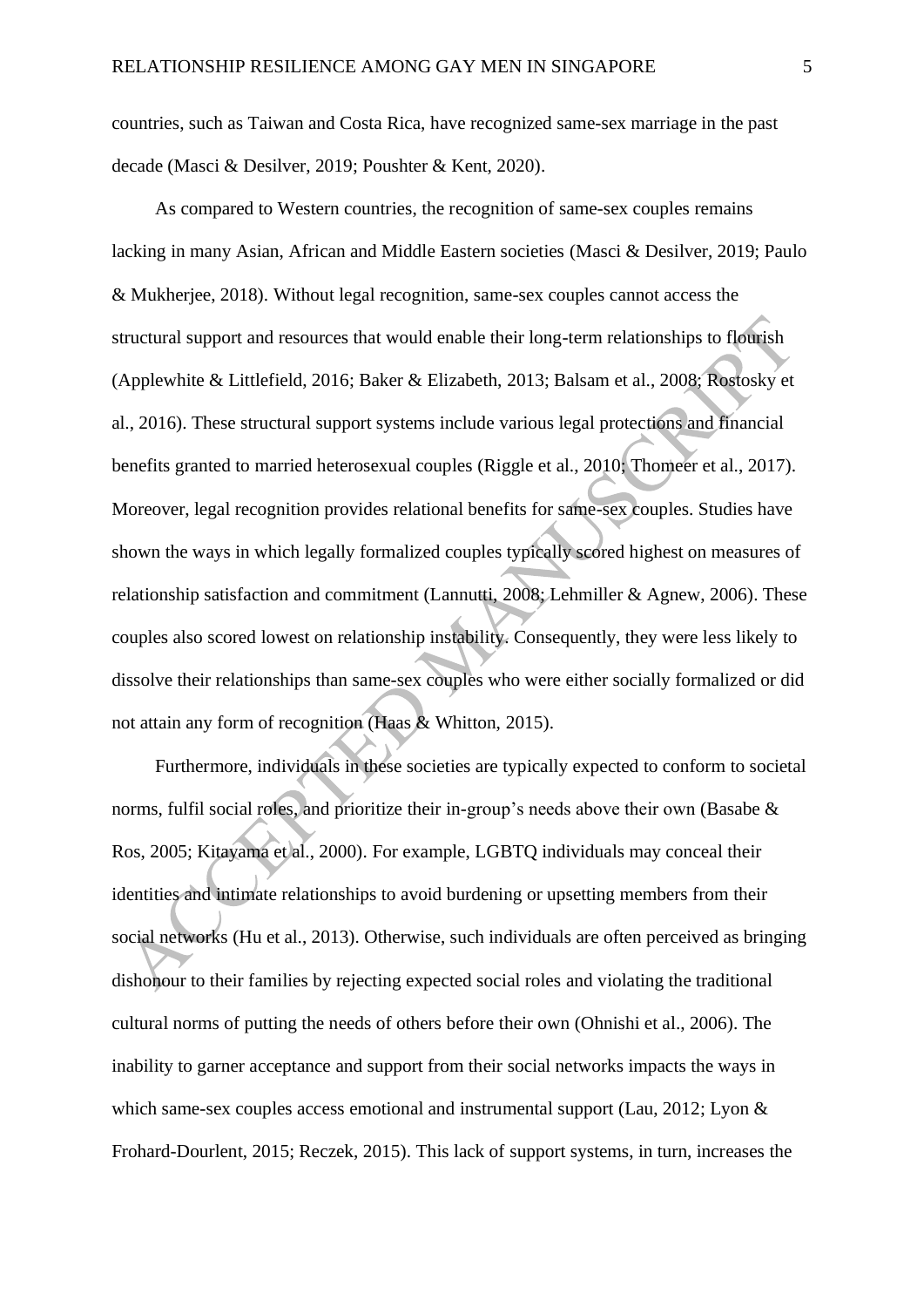countries, such as Taiwan and Costa Rica, have recognized same-sex marriage in the past decade (Masci & Desilver, 2019; Poushter & Kent, 2020).

As compared to Western countries, the recognition of same-sex couples remains lacking in many Asian, African and Middle Eastern societies (Masci & Desilver, 2019; Paulo & Mukherjee, 2018). Without legal recognition, same-sex couples cannot access the structural support and resources that would enable their long-term relationships to flourish (Applewhite & Littlefield, 2016; Baker & Elizabeth, 2013; Balsam et al., 2008; Rostosky et al., 2016). These structural support systems include various legal protections and financial benefits granted to married heterosexual couples (Riggle et al., 2010; Thomeer et al., 2017). Moreover, legal recognition provides relational benefits for same-sex couples. Studies have shown the ways in which legally formalized couples typically scored highest on measures of relationship satisfaction and commitment (Lannutti, 2008; Lehmiller & Agnew, 2006). These couples also scored lowest on relationship instability. Consequently, they were less likely to dissolve their relationships than same-sex couples who were either socially formalized or did not attain any form of recognition (Haas & Whitton, 2015).

Furthermore, individuals in these societies are typically expected to conform to societal norms, fulfil social roles, and prioritize their in-group's needs above their own (Basabe & Ros, 2005; Kitayama et al., 2000). For example, LGBTQ individuals may conceal their identities and intimate relationships to avoid burdening or upsetting members from their social networks (Hu et al., 2013). Otherwise, such individuals are often perceived as bringing dishonour to their families by rejecting expected social roles and violating the traditional cultural norms of putting the needs of others before their own (Ohnishi et al., 2006). The inability to garner acceptance and support from their social networks impacts the ways in which same-sex couples access emotional and instrumental support (Lau, 2012; Lyon & Frohard-Dourlent, 2015; Reczek, 2015). This lack of support systems, in turn, increases the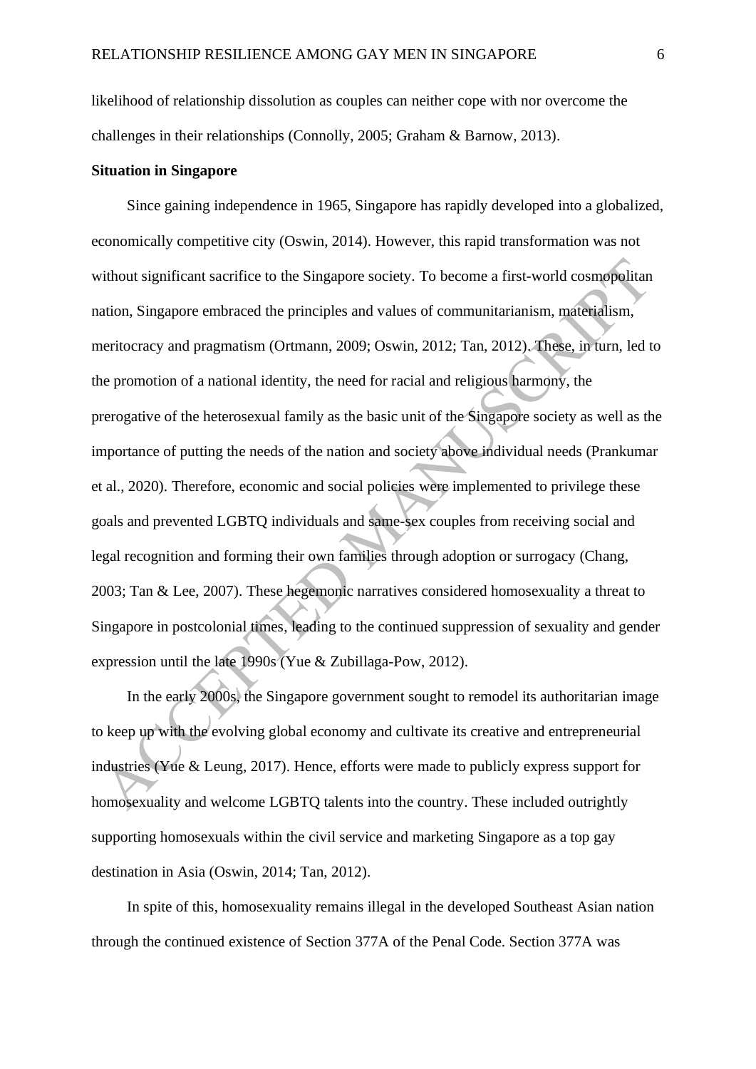likelihood of relationship dissolution as couples can neither cope with nor overcome the challenges in their relationships (Connolly, 2005; Graham & Barnow, 2013).

**Situation in Singapore**

Since gaining independence in 1965, Singapore has rapidly developed into a globalized, economically competitive city (Oswin, 2014). However, this rapid transformation was not without significant sacrifice to the Singapore society. To become a first-world cosmopolitan nation, Singapore embraced the principles and values of communitarianism, materialism, meritocracy and pragmatism (Ortmann, 2009; Oswin, 2012; Tan, 2012). These, in turn, led to the promotion of a national identity, the need for racial and religious harmony, the prerogative of the heterosexual family as the basic unit of the Singapore society as well as the importance of putting the needs of the nation and society above individual needs (Prankumar et al., 2020). Therefore, economic and social policies were implemented to privilege these goals and prevented LGBTQ individuals and same-sex couples from receiving social and legal recognition and forming their own families through adoption or surrogacy (Chang, 2003; Tan & Lee, 2007). These hegemonic narratives considered homosexuality a threat to Singapore in postcolonial times, leading to the continued suppression of sexuality and gender expression until the late 1990s (Yue & Zubillaga-Pow, 2012).

In the early 2000s, the Singapore government sought to remodel its authoritarian image to keep up with the evolving global economy and cultivate its creative and entrepreneurial industries (Yue & Leung, 2017). Hence, efforts were made to publicly express support for homosexuality and welcome LGBTQ talents into the country. These included outrightly supporting homosexuals within the civil service and marketing Singapore as a top gay destination in Asia (Oswin, 2014; Tan, 2012).

In spite of this, homosexuality remains illegal in the developed Southeast Asian nation through the continued existence of Section 377A of the Penal Code. Section 377A was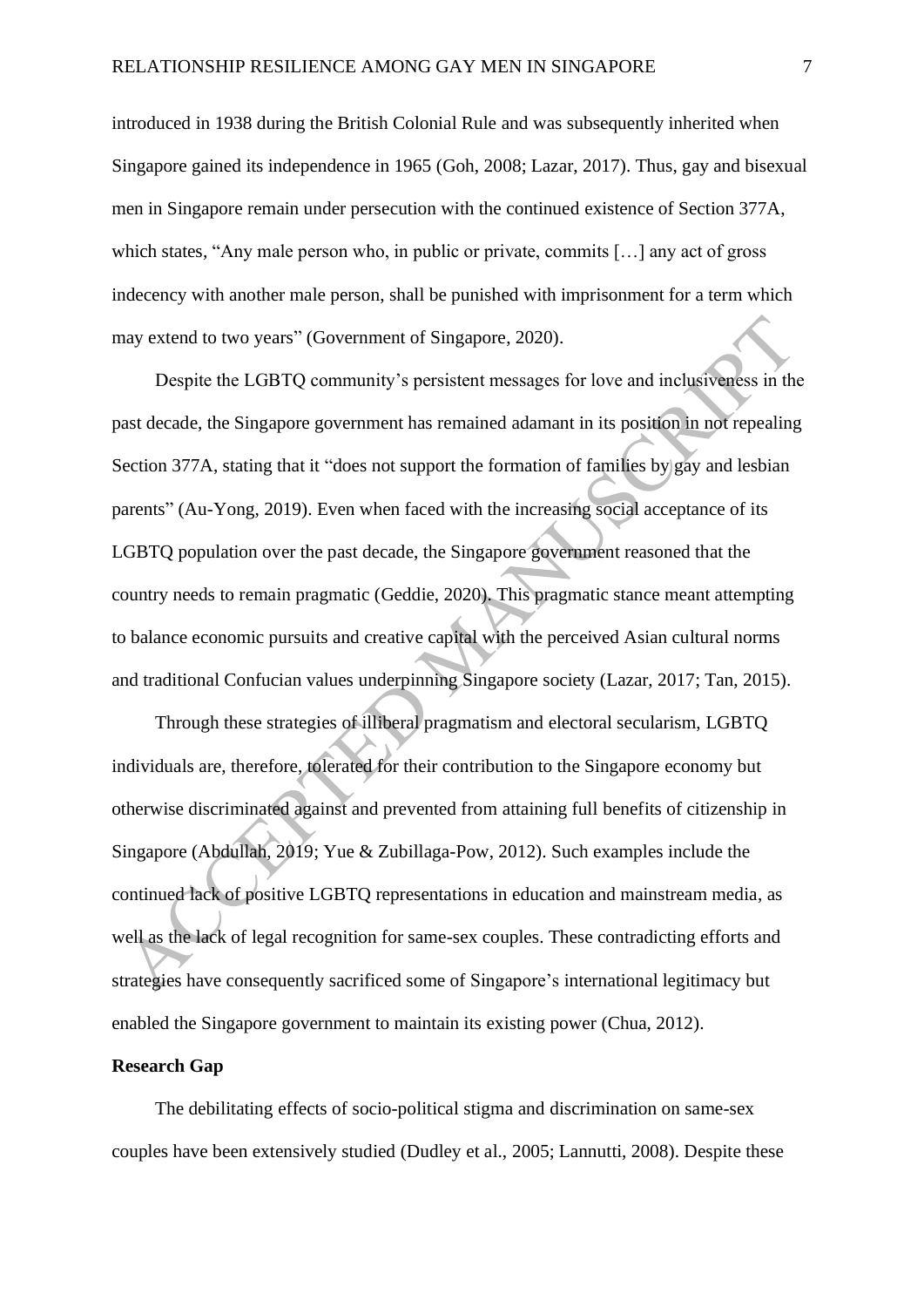introduced in 1938 during the British Colonial Rule and was subsequently inherited when Singapore gained its independence in 1965 (Goh, 2008; Lazar, 2017). Thus, gay and bisexual men in Singapore remain under persecution with the continued existence of Section 377A, which states, "Any male person who, in public or private, commits […] any act of gross indecency with another male person, shall be punished with imprisonment for a term which may extend to two years" (Government of Singapore, 2020).

Despite the LGBTQ community's persistent messages for love and inclusiveness in the past decade, the Singapore government has remained adamant in its position in not repealing Section 377A, stating that it "does not support the formation of families by gay and lesbian parents" (Au-Yong, 2019). Even when faced with the increasing social acceptance of its LGBTQ population over the past decade, the Singapore government reasoned that the country needs to remain pragmatic (Geddie, 2020). This pragmatic stance meant attempting to balance economic pursuits and creative capital with the perceived Asian cultural norms and traditional Confucian values underpinning Singapore society (Lazar, 2017; Tan, 2015).

Through these strategies of illiberal pragmatism and electoral secularism, LGBTQ individuals are, therefore, tolerated for their contribution to the Singapore economy but otherwise discriminated against and prevented from attaining full benefits of citizenship in Singapore (Abdullah, 2019; Yue & Zubillaga-Pow, 2012). Such examples include the continued lack of positive LGBTQ representations in education and mainstream media, as well as the lack of legal recognition for same-sex couples. These contradicting efforts and strategies have consequently sacrificed some of Singapore's international legitimacy but enabled the Singapore government to maintain its existing power (Chua, 2012).

## Research Gap

The debilitating effects of socio-political stigma and discrimination on same-sex couples have been extensively studied (Dudley et al., 2005; Lannutti, 2008). Despite these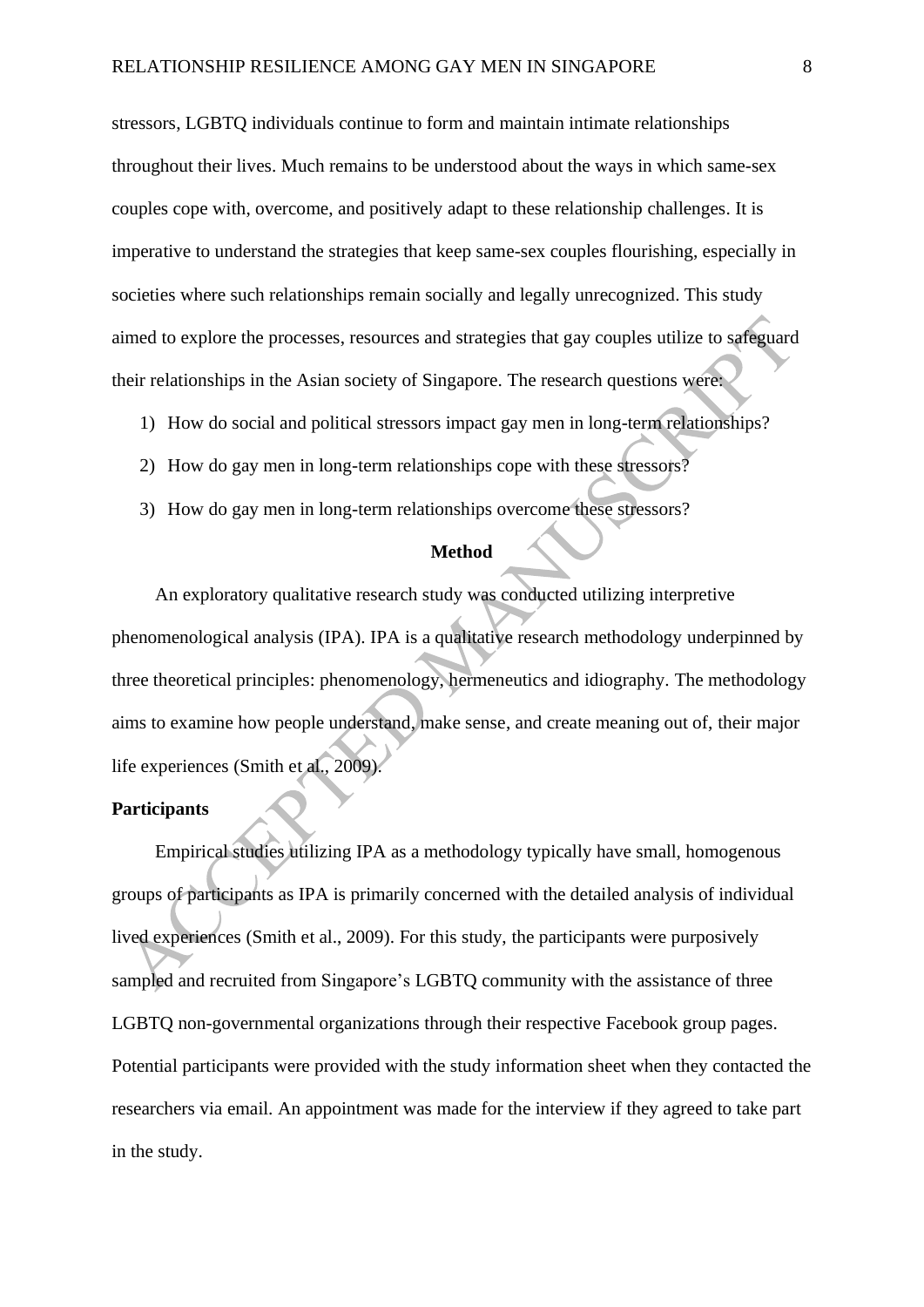stressors, LGBTQ individuals continue to form and maintain intimate relationships throughout their lives. Much remains to be understood about the ways in which same-sex couples cope with, overcome, and positively adapt to these relationship challenges. It is imperative to understand the strategies that keep same-sex couples flourishing, especially in societies where such relationships remain socially and legally unrecognized. This study aimed to explore the processes, resources and strategies that gay couples utilize to safeguard their relationships in the Asian society of Singapore. The research questions were:

1) How do social and political stressors impact gay men in long-term relationships?
2) How do gay men in long-term relationships cope with these stressors?
3) How do gay men in long-term relationships overcome these stressors?

## Method

An exploratory qualitative research study was conducted utilizing interpretive phenomenological analysis (IPA). IPA is a qualitative research methodology underpinned by three theoretical principles: phenomenology, hermeneutics and idiography. The methodology aims to examine how people understand, make sense, and create meaning out of, their major life experiences (Smith et al., 2009).

### Participants

Empirical studies utilizing IPA as a methodology typically have small, homogenous groups of participants as IPA is primarily concerned with the detailed analysis of individual lived experiences (Smith et al., 2009). For this study, the participants were purposively sampled and recruited from Singapore's LGBTQ community with the assistance of three LGBTQ non-governmental organizations through their respective Facebook group pages. Potential participants were provided with the study information sheet when they contacted the researchers via email. An appointment was made for the interview if they agreed to take part in the study.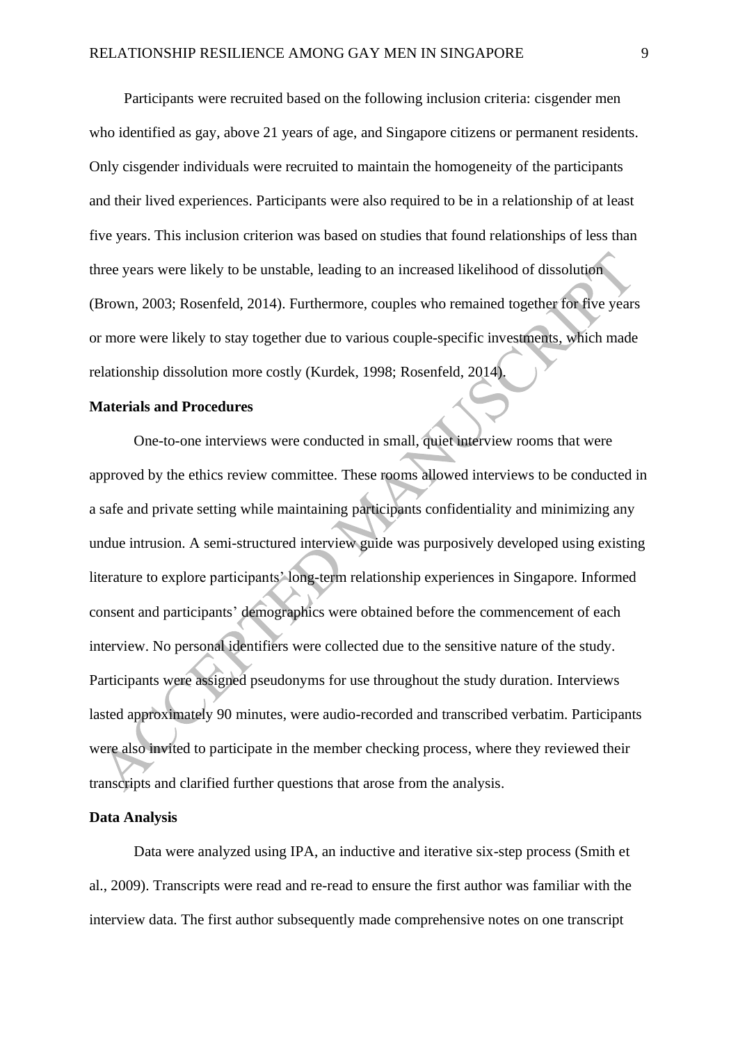Participants were recruited based on the following inclusion criteria: cisgender men who identified as gay, above 21 years of age, and Singapore citizens or permanent residents. Only cisgender individuals were recruited to maintain the homogeneity of the participants and their lived experiences. Participants were also required to be in a relationship of at least five years. This inclusion criterion was based on studies that found relationships of less than three years were likely to be unstable, leading to an increased likelihood of dissolution (Brown, 2003; Rosenfeld, 2014). Furthermore, couples who remained together for five years or more were likely to stay together due to various couple-specific investments, which made relationship dissolution more costly (Kurdek, 1998; Rosenfeld, 2014).

**Materials and Procedures**

One-to-one interviews were conducted in small, quiet interview rooms that were approved by the ethics review committee. These rooms allowed interviews to be conducted in a safe and private setting while maintaining participants confidentiality and minimizing any undue intrusion. A semi-structured interview guide was purposively developed using existing literature to explore participants' long-term relationship experiences in Singapore. Informed consent and participants' demographics were obtained before the commencement of each interview. No personal identifiers were collected due to the sensitive nature of the study. Participants were assigned pseudonyms for use throughout the study duration. Interviews lasted approximately 90 minutes, were audio-recorded and transcribed verbatim. Participants were also invited to participate in the member checking process, where they reviewed their transcripts and clarified further questions that arose from the analysis.

**Data Analysis**

Data were analyzed using IPA, an inductive and iterative six-step process (Smith et al., 2009). Transcripts were read and re-read to ensure the first author was familiar with the interview data. The first author subsequently made comprehensive notes on one transcript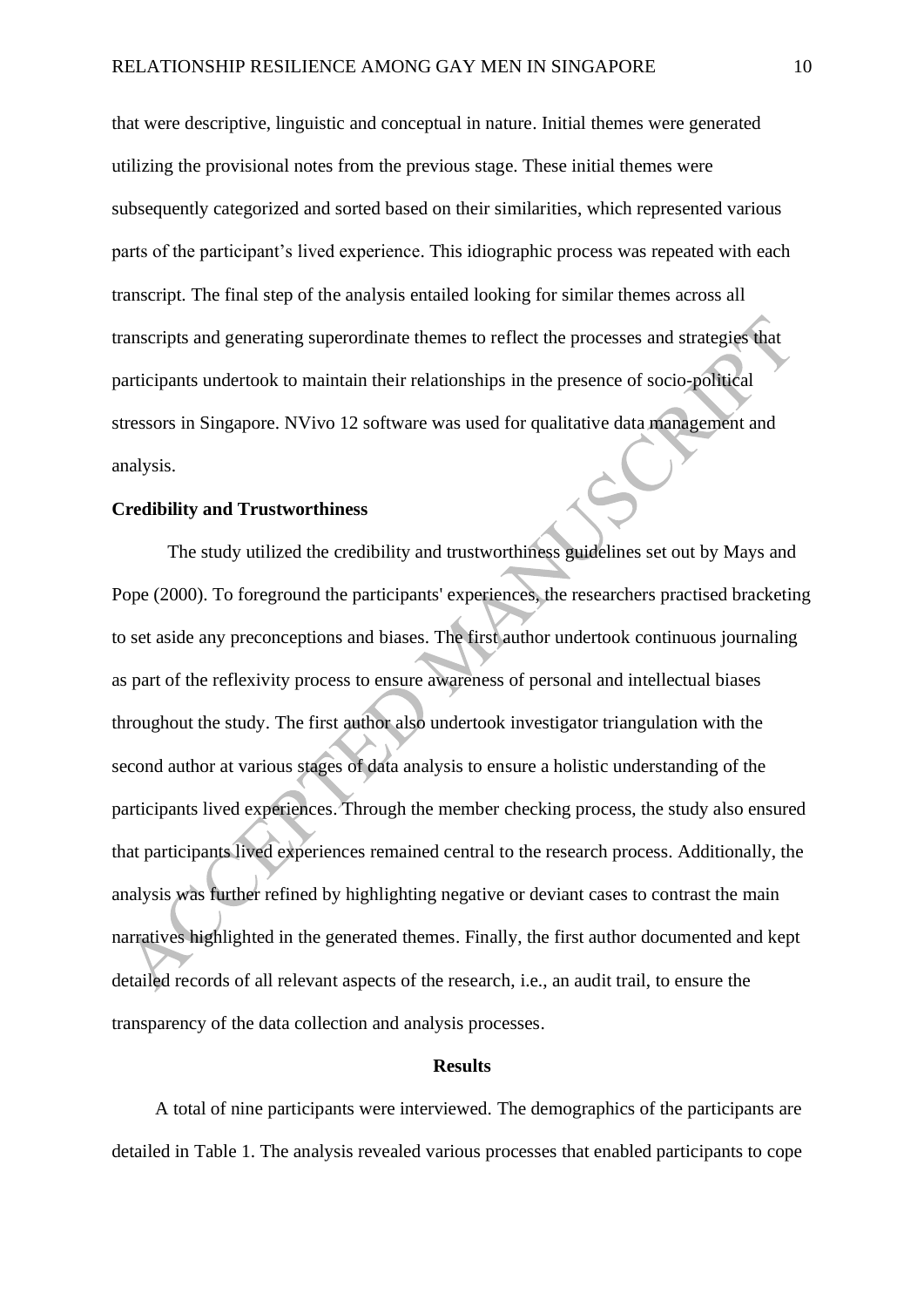that were descriptive, linguistic and conceptual in nature. Initial themes were generated utilizing the provisional notes from the previous stage. These initial themes were subsequently categorized and sorted based on their similarities, which represented various parts of the participant's lived experience. This idiographic process was repeated with each transcript. The final step of the analysis entailed looking for similar themes across all transcripts and generating superordinate themes to reflect the processes and strategies that participants undertook to maintain their relationships in the presence of socio-political stressors in Singapore. NVivo 12 software was used for qualitative data management and analysis.

**Credibility and Trustworthiness**

The study utilized the credibility and trustworthiness guidelines set out by Mays and Pope (2000). To foreground the participants' experiences, the researchers practised bracketing to set aside any preconceptions and biases. The first author undertook continuous journaling as part of the reflexivity process to ensure awareness of personal and intellectual biases throughout the study. The first author also undertook investigator triangulation with the second author at various stages of data analysis to ensure a holistic understanding of the participants lived experiences. Through the member checking process, the study also ensured that participants lived experiences remained central to the research process. Additionally, the analysis was further refined by highlighting negative or deviant cases to contrast the main narratives highlighted in the generated themes. Finally, the first author documented and kept detailed records of all relevant aspects of the research, i.e., an audit trail, to ensure the transparency of the data collection and analysis processes.

## Results

A total of nine participants were interviewed. The demographics of the participants are detailed in Table 1. The analysis revealed various processes that enabled participants to cope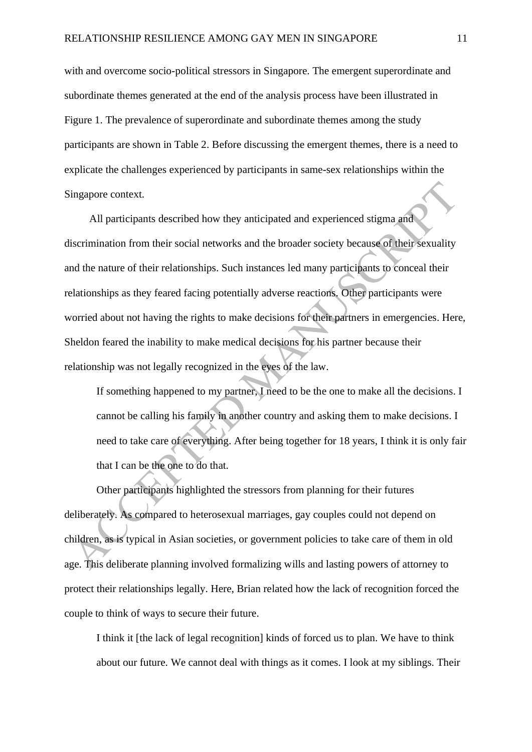with and overcome socio-political stressors in Singapore. The emergent superordinate and subordinate themes generated at the end of the analysis process have been illustrated in Figure 1. The prevalence of superordinate and subordinate themes among the study participants are shown in Table 2. Before discussing the emergent themes, there is a need to explicate the challenges experienced by participants in same-sex relationships within the Singapore context.

All participants described how they anticipated and experienced stigma and discrimination from their social networks and the broader society because of their sexuality and the nature of their relationships. Such instances led many participants to conceal their relationships as they feared facing potentially adverse reactions. Other participants were worried about not having the rights to make decisions for their partners in emergencies. Here, Sheldon feared the inability to make medical decisions for his partner because their relationship was not legally recognized in the eyes of the law.

> If something happened to my partner, I need to be the one to make all the decisions. I cannot be calling his family in another country and asking them to make decisions. I need to take care of everything. After being together for 18 years, I think it is only fair that I can be the one to do that.

Other participants highlighted the stressors from planning for their futures deliberately. As compared to heterosexual marriages, gay couples could not depend on children, as is typical in Asian societies, or government policies to take care of them in old age. This deliberate planning involved formalizing wills and lasting powers of attorney to protect their relationships legally. Here, Brian related how the lack of recognition forced the couple to think of ways to secure their future.

> I think it [the lack of legal recognition] kinds of forced us to plan. We have to think about our future. We cannot deal with things as it comes. I look at my siblings. Their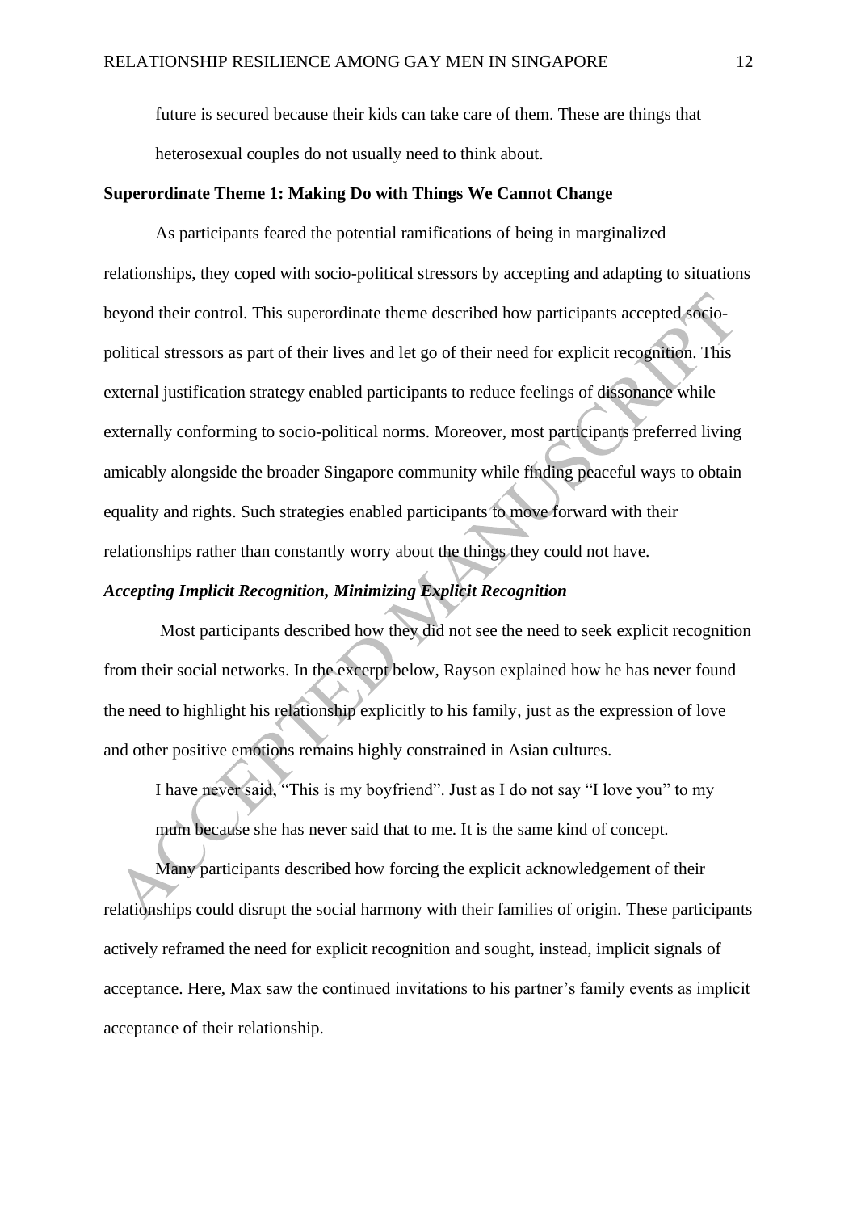future is secured because their kids can take care of them. These are things that heterosexual couples do not usually need to think about.

**Superordinate Theme 1: Making Do with Things We Cannot Change**

As participants feared the potential ramifications of being in marginalized relationships, they coped with socio-political stressors by accepting and adapting to situations beyond their control. This superordinate theme described how participants accepted socio-political stressors as part of their lives and let go of their need for explicit recognition. This external justification strategy enabled participants to reduce feelings of dissonance while externally conforming to socio-political norms. Moreover, most participants preferred living amicably alongside the broader Singapore community while finding peaceful ways to obtain equality and rights. Such strategies enabled participants to move forward with their relationships rather than constantly worry about the things they could not have.

***Accepting Implicit Recognition, Minimizing Explicit Recognition***

Most participants described how they did not see the need to seek explicit recognition from their social networks. In the excerpt below, Rayson explained how he has never found the need to highlight his relationship explicitly to his family, just as the expression of love and other positive emotions remains highly constrained in Asian cultures.

> I have never said, "This is my boyfriend". Just as I do not say "I love you" to my mum because she has never said that to me. It is the same kind of concept.

Many participants described how forcing the explicit acknowledgement of their relationships could disrupt the social harmony with their families of origin. These participants actively reframed the need for explicit recognition and sought, instead, implicit signals of acceptance. Here, Max saw the continued invitations to his partner's family events as implicit acceptance of their relationship.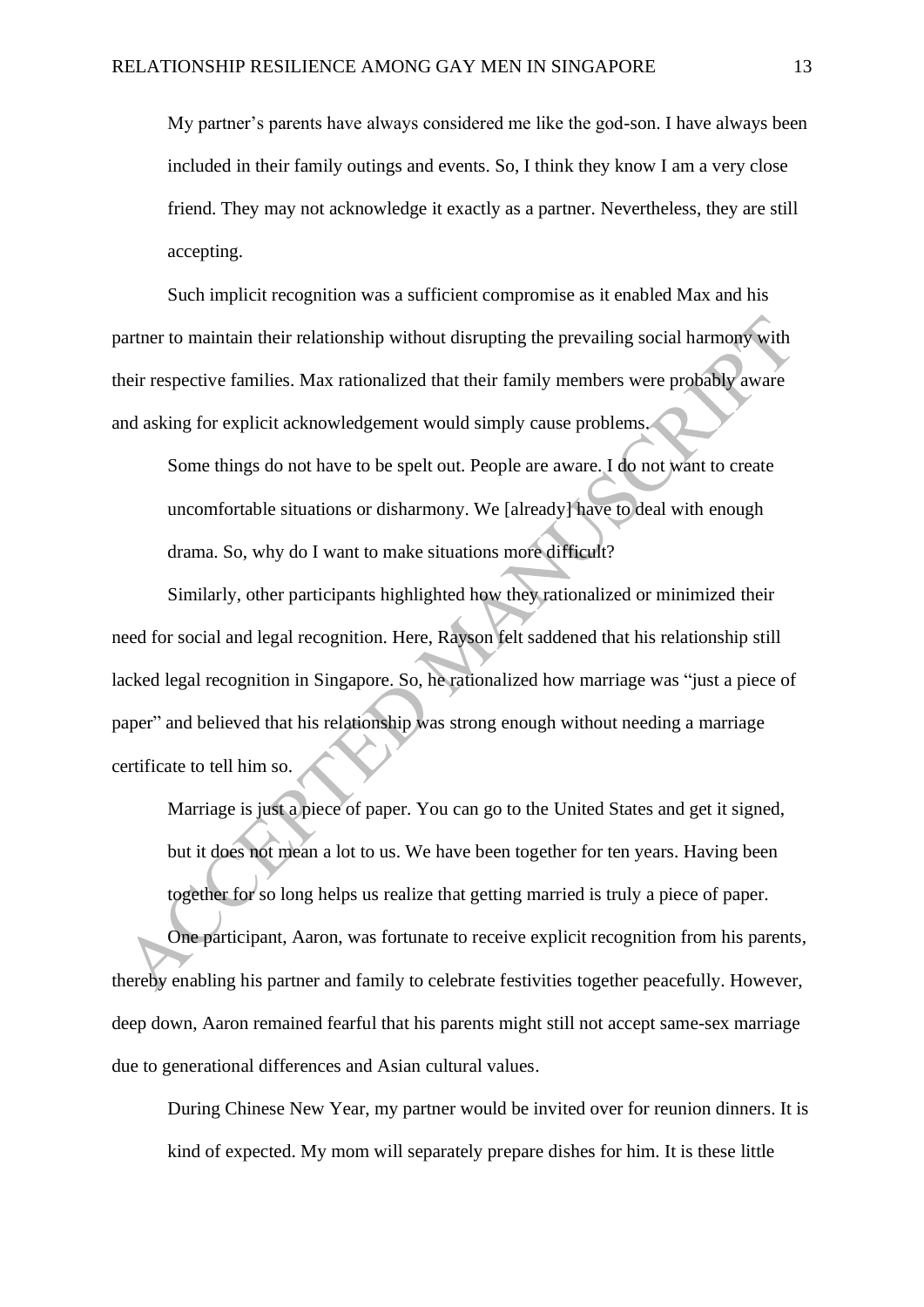> My partner's parents have always considered me like the god-son. I have always been included in their family outings and events. So, I think they know I am a very close friend. They may not acknowledge it exactly as a partner. Nevertheless, they are still accepting.

Such implicit recognition was a sufficient compromise as it enabled Max and his partner to maintain their relationship without disrupting the prevailing social harmony with their respective families. Max rationalized that their family members were probably aware and asking for explicit acknowledgement would simply cause problems.

> Some things do not have to be spelt out. People are aware. I do not want to create uncomfortable situations or disharmony. We [already] have to deal with enough drama. So, why do I want to make situations more difficult?

Similarly, other participants highlighted how they rationalized or minimized their need for social and legal recognition. Here, Rayson felt saddened that his relationship still lacked legal recognition in Singapore. So, he rationalized how marriage was "just a piece of paper" and believed that his relationship was strong enough without needing a marriage certificate to tell him so.

> Marriage is just a piece of paper. You can go to the United States and get it signed, but it does not mean a lot to us. We have been together for ten years. Having been together for so long helps us realize that getting married is truly a piece of paper.

One participant, Aaron, was fortunate to receive explicit recognition from his parents, thereby enabling his partner and family to celebrate festivities together peacefully. However, deep down, Aaron remained fearful that his parents might still not accept same-sex marriage due to generational differences and Asian cultural values.

> During Chinese New Year, my partner would be invited over for reunion dinners. It is kind of expected. My mom will separately prepare dishes for him. It is these little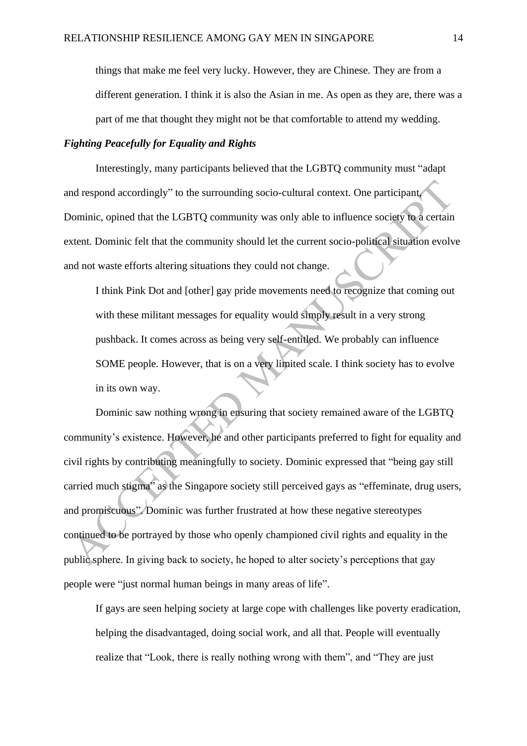things that make me feel very lucky. However, they are Chinese. They are from a different generation. I think it is also the Asian in me. As open as they are, there was a part of me that thought they might not be that comfortable to attend my wedding.

***Fighting Peacefully for Equality and Rights***

Interestingly, many participants believed that the LGBTQ community must "adapt and respond accordingly" to the surrounding socio-cultural context. One participant, Dominic, opined that the LGBTQ community was only able to influence society to a certain extent. Dominic felt that the community should let the current socio-political situation evolve and not waste efforts altering situations they could not change.

> I think Pink Dot and [other] gay pride movements need to recognize that coming out with these militant messages for equality would simply result in a very strong pushback. It comes across as being very self-entitled. We probably can influence SOME people. However, that is on a very limited scale. I think society has to evolve in its own way.

Dominic saw nothing wrong in ensuring that society remained aware of the LGBTQ community's existence. However, he and other participants preferred to fight for equality and civil rights by contributing meaningfully to society. Dominic expressed that "being gay still carried much stigma" as the Singapore society still perceived gays as "effeminate, drug users, and promiscuous". Dominic was further frustrated at how these negative stereotypes continued to be portrayed by those who openly championed civil rights and equality in the public sphere. In giving back to society, he hoped to alter society's perceptions that gay people were "just normal human beings in many areas of life".

> If gays are seen helping society at large cope with challenges like poverty eradication, helping the disadvantaged, doing social work, and all that. People will eventually realize that "Look, there is really nothing wrong with them", and "They are just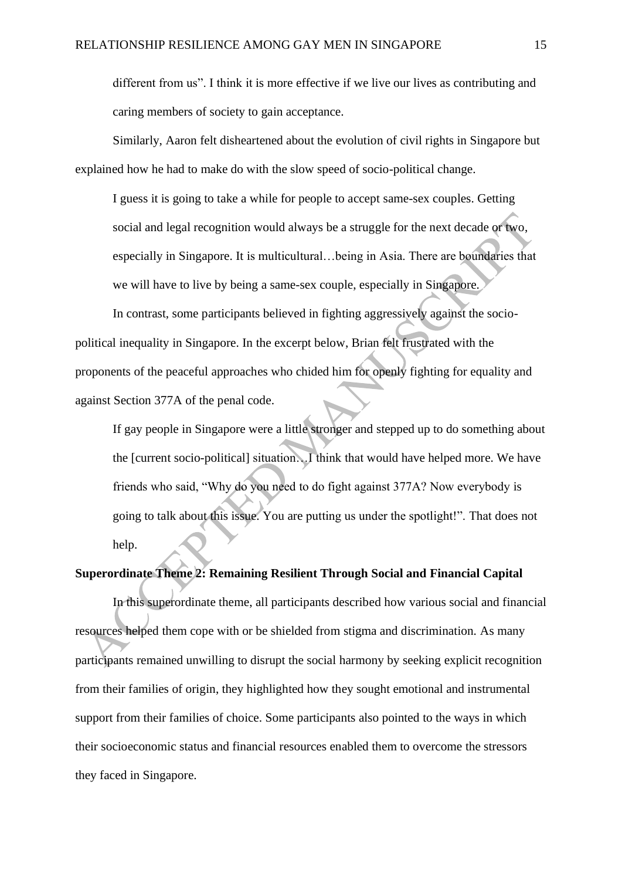> different from us". I think it is more effective if we live our lives as contributing and caring members of society to gain acceptance.

Similarly, Aaron felt disheartened about the evolution of civil rights in Singapore but explained how he had to make do with the slow speed of socio-political change.

> I guess it is going to take a while for people to accept same-sex couples. Getting social and legal recognition would always be a struggle for the next decade or two, especially in Singapore. It is multicultural…being in Asia. There are boundaries that we will have to live by being a same-sex couple, especially in Singapore.

In contrast, some participants believed in fighting aggressively against the socio-political inequality in Singapore. In the excerpt below, Brian felt frustrated with the proponents of the peaceful approaches who chided him for openly fighting for equality and against Section 377A of the penal code.

> If gay people in Singapore were a little stronger and stepped up to do something about the [current socio-political] situation…I think that would have helped more. We have friends who said, "Why do you need to do fight against 377A? Now everybody is going to talk about this issue. You are putting us under the spotlight!". That does not help.

**Superordinate Theme 2: Remaining Resilient Through Social and Financial Capital**

In this superordinate theme, all participants described how various social and financial resources helped them cope with or be shielded from stigma and discrimination. As many participants remained unwilling to disrupt the social harmony by seeking explicit recognition from their families of origin, they highlighted how they sought emotional and instrumental support from their families of choice. Some participants also pointed to the ways in which their socioeconomic status and financial resources enabled them to overcome the stressors they faced in Singapore.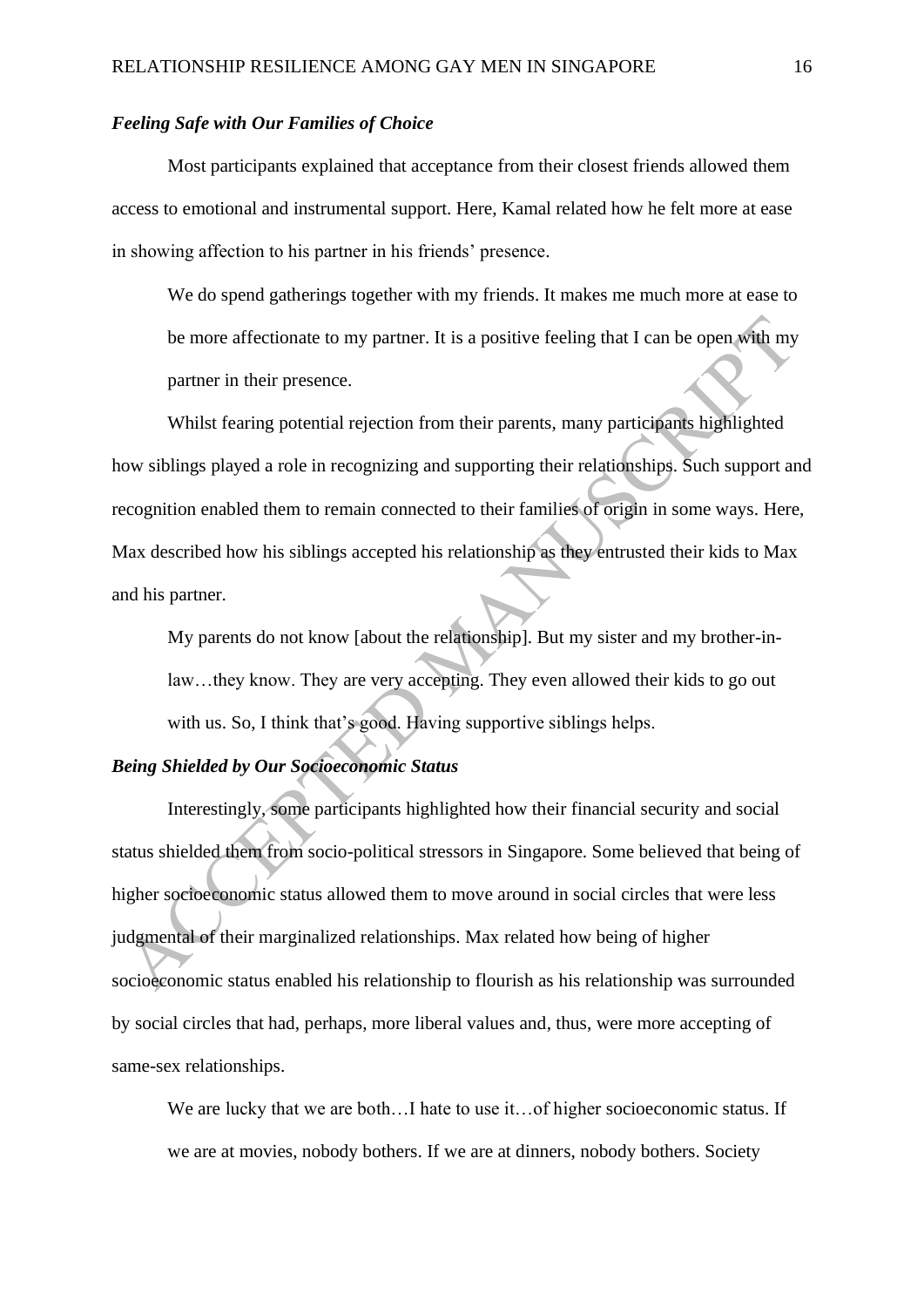### *Feeling Safe with Our Families of Choice*

Most participants explained that acceptance from their closest friends allowed them access to emotional and instrumental support. Here, Kamal related how he felt more at ease in showing affection to his partner in his friends' presence.

> We do spend gatherings together with my friends. It makes me much more at ease to be more affectionate to my partner. It is a positive feeling that I can be open with my partner in their presence.

Whilst fearing potential rejection from their parents, many participants highlighted how siblings played a role in recognizing and supporting their relationships. Such support and recognition enabled them to remain connected to their families of origin in some ways. Here, Max described how his siblings accepted his relationship as they entrusted their kids to Max and his partner.

> My parents do not know [about the relationship]. But my sister and my brother-in-law…they know. They are very accepting. They even allowed their kids to go out with us. So, I think that's good. Having supportive siblings helps.

### *Being Shielded by Our Socioeconomic Status*

Interestingly, some participants highlighted how their financial security and social status shielded them from socio-political stressors in Singapore. Some believed that being of higher socioeconomic status allowed them to move around in social circles that were less judgmental of their marginalized relationships. Max related how being of higher socioeconomic status enabled his relationship to flourish as his relationship was surrounded by social circles that had, perhaps, more liberal values and, thus, were more accepting of same-sex relationships.

> We are lucky that we are both…I hate to use it…of higher socioeconomic status. If we are at movies, nobody bothers. If we are at dinners, nobody bothers. Society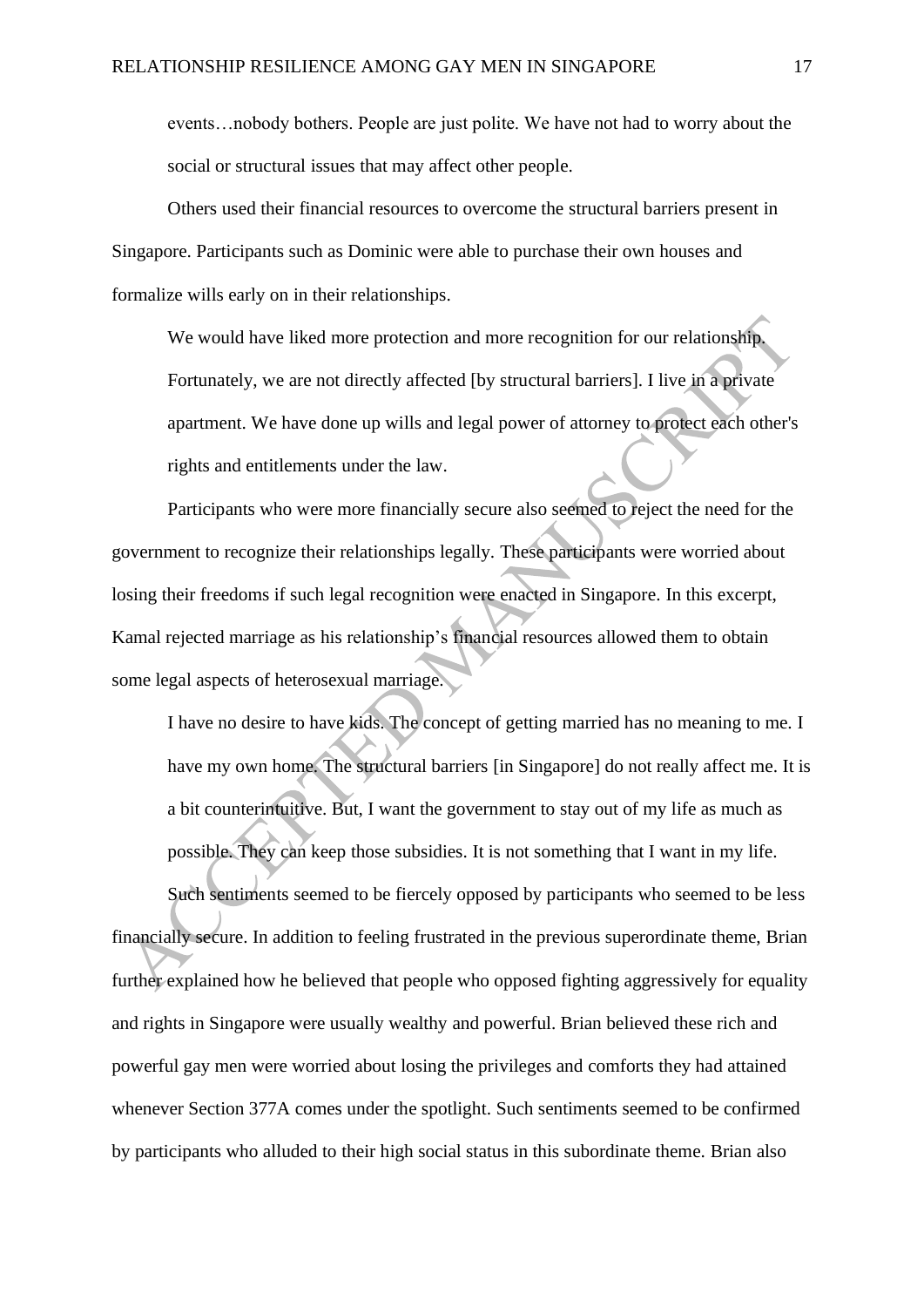events…nobody bothers. People are just polite. We have not had to worry about the social or structural issues that may affect other people.

Others used their financial resources to overcome the structural barriers present in Singapore. Participants such as Dominic were able to purchase their own houses and formalize wills early on in their relationships.

> We would have liked more protection and more recognition for our relationship. Fortunately, we are not directly affected [by structural barriers]. I live in a private apartment. We have done up wills and legal power of attorney to protect each other's rights and entitlements under the law.

Participants who were more financially secure also seemed to reject the need for the government to recognize their relationships legally. These participants were worried about losing their freedoms if such legal recognition were enacted in Singapore. In this excerpt, Kamal rejected marriage as his relationship's financial resources allowed them to obtain some legal aspects of heterosexual marriage.

> I have no desire to have kids. The concept of getting married has no meaning to me. I have my own home. The structural barriers [in Singapore] do not really affect me. It is a bit counterintuitive. But, I want the government to stay out of my life as much as possible. They can keep those subsidies. It is not something that I want in my life.

Such sentiments seemed to be fiercely opposed by participants who seemed to be less financially secure. In addition to feeling frustrated in the previous superordinate theme, Brian further explained how he believed that people who opposed fighting aggressively for equality and rights in Singapore were usually wealthy and powerful. Brian believed these rich and powerful gay men were worried about losing the privileges and comforts they had attained whenever Section 377A comes under the spotlight. Such sentiments seemed to be confirmed by participants who alluded to their high social status in this subordinate theme. Brian also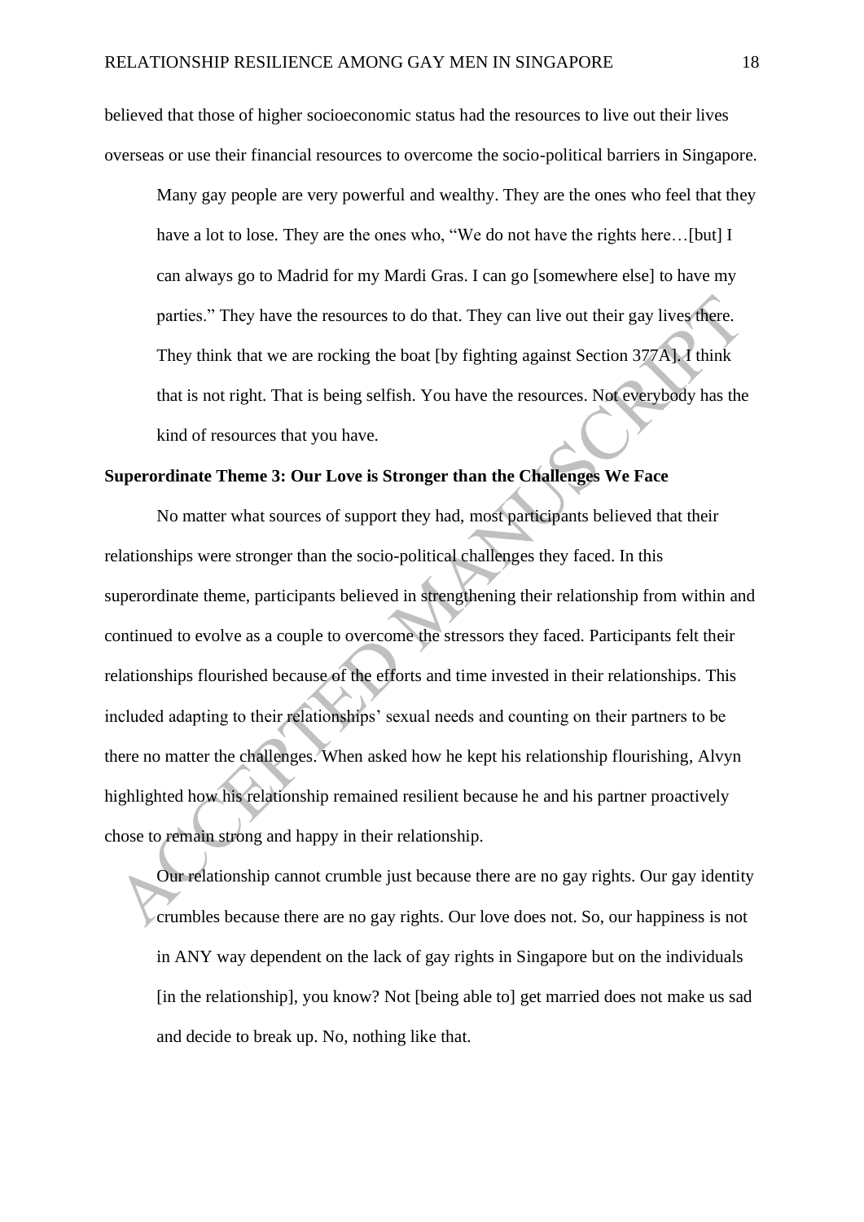believed that those of higher socioeconomic status had the resources to live out their lives overseas or use their financial resources to overcome the socio-political barriers in Singapore.

> Many gay people are very powerful and wealthy. They are the ones who feel that they have a lot to lose. They are the ones who, "We do not have the rights here…[but] I can always go to Madrid for my Mardi Gras. I can go [somewhere else] to have my parties." They have the resources to do that. They can live out their gay lives there. They think that we are rocking the boat [by fighting against Section 377A]. I think that is not right. That is being selfish. You have the resources. Not everybody has the kind of resources that you have.

**Superordinate Theme 3: Our Love is Stronger than the Challenges We Face**

No matter what sources of support they had, most participants believed that their relationships were stronger than the socio-political challenges they faced. In this superordinate theme, participants believed in strengthening their relationship from within and continued to evolve as a couple to overcome the stressors they faced. Participants felt their relationships flourished because of the efforts and time invested in their relationships. This included adapting to their relationships' sexual needs and counting on their partners to be there no matter the challenges. When asked how he kept his relationship flourishing, Alvyn highlighted how his relationship remained resilient because he and his partner proactively chose to remain strong and happy in their relationship.

> Our relationship cannot crumble just because there are no gay rights. Our gay identity crumbles because there are no gay rights. Our love does not. So, our happiness is not in ANY way dependent on the lack of gay rights in Singapore but on the individuals [in the relationship], you know? Not [being able to] get married does not make us sad and decide to break up. No, nothing like that.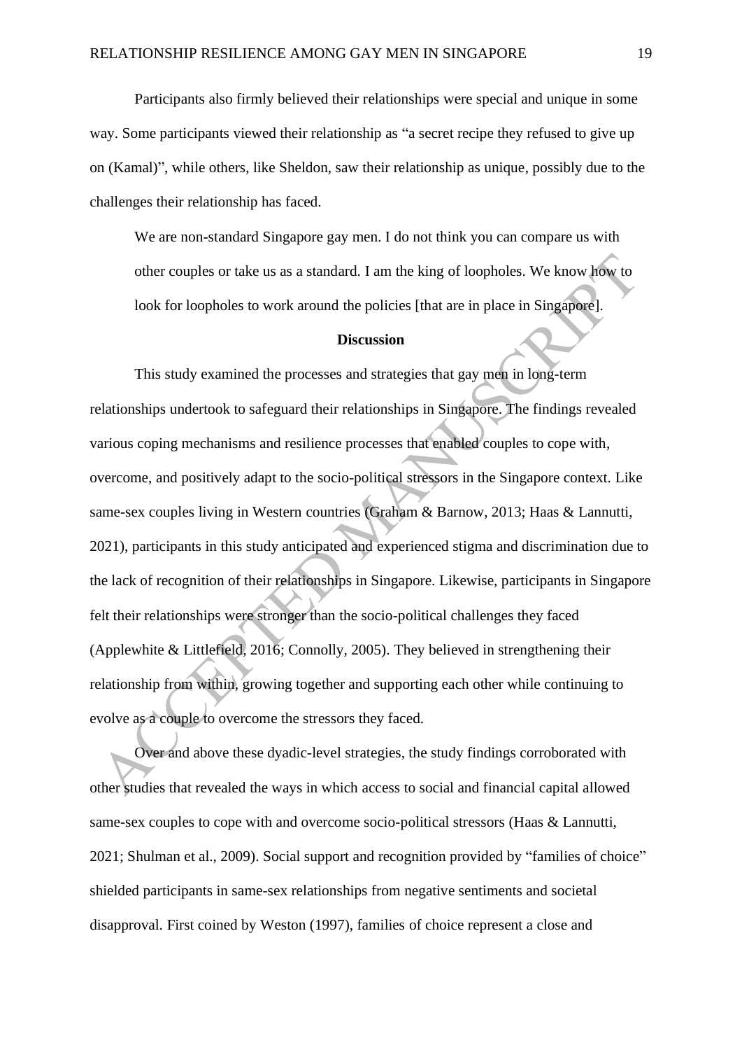Participants also firmly believed their relationships were special and unique in some way. Some participants viewed their relationship as "a secret recipe they refused to give up on (Kamal)", while others, like Sheldon, saw their relationship as unique, possibly due to the challenges their relationship has faced.

> We are non-standard Singapore gay men. I do not think you can compare us with other couples or take us as a standard. I am the king of loopholes. We know how to look for loopholes to work around the policies [that are in place in Singapore].

## Discussion

This study examined the processes and strategies that gay men in long-term relationships undertook to safeguard their relationships in Singapore. The findings revealed various coping mechanisms and resilience processes that enabled couples to cope with, overcome, and positively adapt to the socio-political stressors in the Singapore context. Like same-sex couples living in Western countries (Graham & Barnow, 2013; Haas & Lannutti, 2021), participants in this study anticipated and experienced stigma and discrimination due to the lack of recognition of their relationships in Singapore. Likewise, participants in Singapore felt their relationships were stronger than the socio-political challenges they faced (Applewhite & Littlefield, 2016; Connolly, 2005). They believed in strengthening their relationship from within, growing together and supporting each other while continuing to evolve as a couple to overcome the stressors they faced.

Over and above these dyadic-level strategies, the study findings corroborated with other studies that revealed the ways in which access to social and financial capital allowed same-sex couples to cope with and overcome socio-political stressors (Haas & Lannutti, 2021; Shulman et al., 2009). Social support and recognition provided by "families of choice" shielded participants in same-sex relationships from negative sentiments and societal disapproval. First coined by Weston (1997), families of choice represent a close and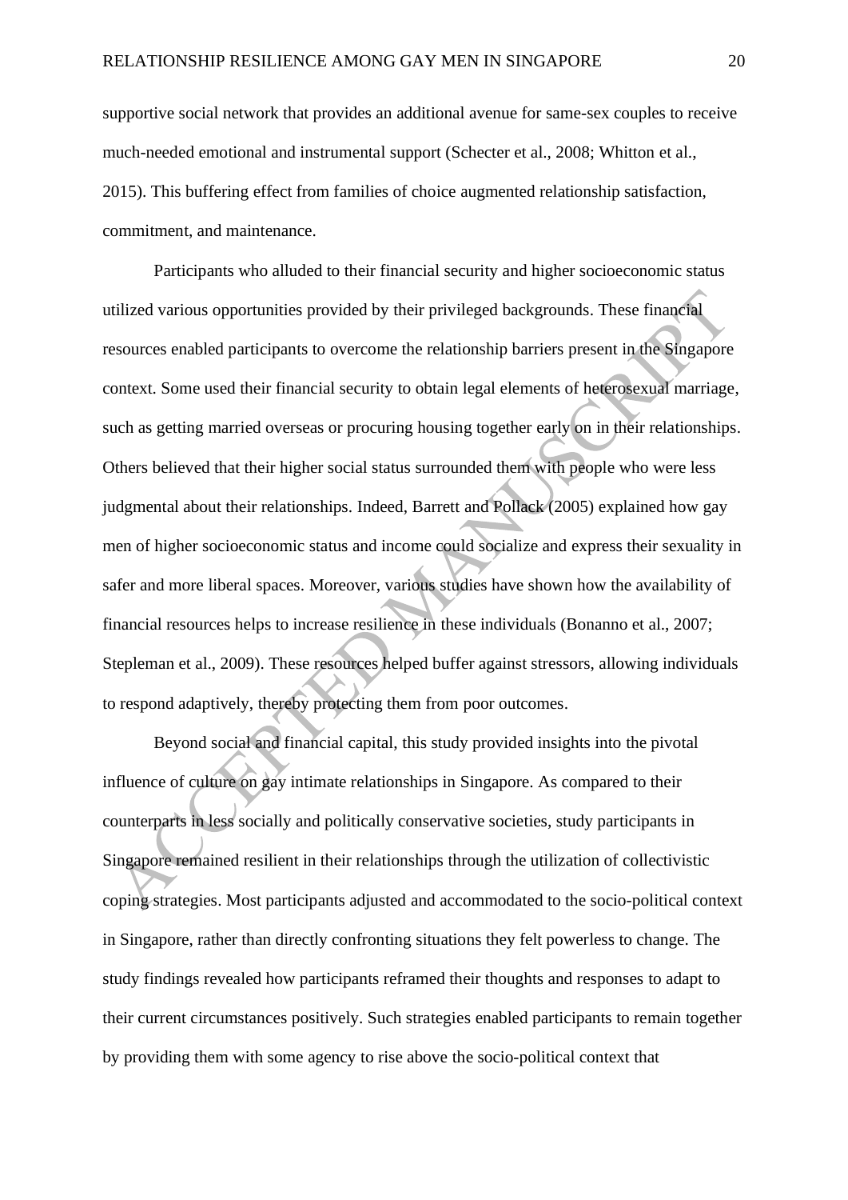supportive social network that provides an additional avenue for same-sex couples to receive much-needed emotional and instrumental support (Schecter et al., 2008; Whitton et al., 2015). This buffering effect from families of choice augmented relationship satisfaction, commitment, and maintenance.

Participants who alluded to their financial security and higher socioeconomic status utilized various opportunities provided by their privileged backgrounds. These financial resources enabled participants to overcome the relationship barriers present in the Singapore context. Some used their financial security to obtain legal elements of heterosexual marriage, such as getting married overseas or procuring housing together early on in their relationships. Others believed that their higher social status surrounded them with people who were less judgmental about their relationships. Indeed, Barrett and Pollack (2005) explained how gay men of higher socioeconomic status and income could socialize and express their sexuality in safer and more liberal spaces. Moreover, various studies have shown how the availability of financial resources helps to increase resilience in these individuals (Bonanno et al., 2007; Stepleman et al., 2009). These resources helped buffer against stressors, allowing individuals to respond adaptively, thereby protecting them from poor outcomes.

Beyond social and financial capital, this study provided insights into the pivotal influence of culture on gay intimate relationships in Singapore. As compared to their counterparts in less socially and politically conservative societies, study participants in Singapore remained resilient in their relationships through the utilization of collectivistic coping strategies. Most participants adjusted and accommodated to the socio-political context in Singapore, rather than directly confronting situations they felt powerless to change. The study findings revealed how participants reframed their thoughts and responses to adapt to their current circumstances positively. Such strategies enabled participants to remain together by providing them with some agency to rise above the socio-political context that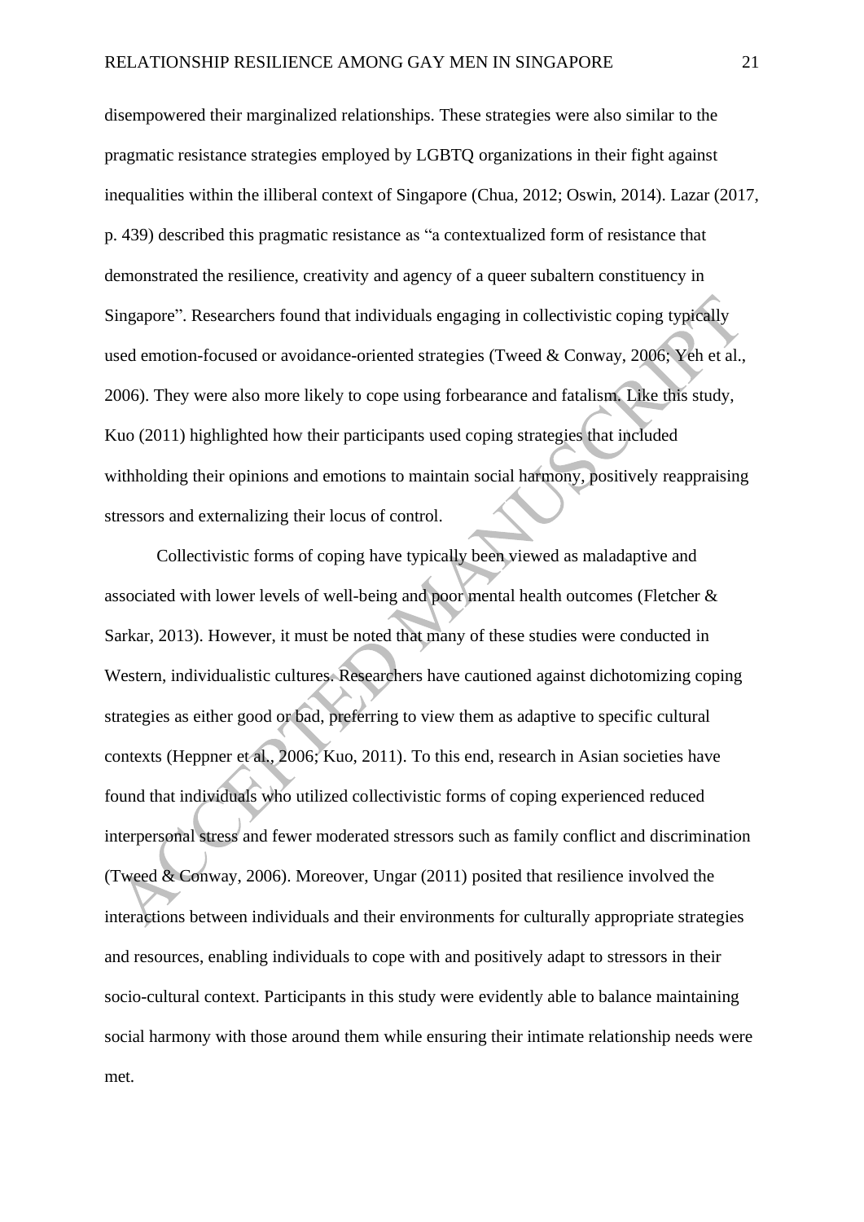disempowered their marginalized relationships. These strategies were also similar to the pragmatic resistance strategies employed by LGBTQ organizations in their fight against inequalities within the illiberal context of Singapore (Chua, 2012; Oswin, 2014). Lazar (2017, p. 439) described this pragmatic resistance as "a contextualized form of resistance that demonstrated the resilience, creativity and agency of a queer subaltern constituency in Singapore". Researchers found that individuals engaging in collectivistic coping typically used emotion-focused or avoidance-oriented strategies (Tweed & Conway, 2006; Yeh et al., 2006). They were also more likely to cope using forbearance and fatalism. Like this study, Kuo (2011) highlighted how their participants used coping strategies that included withholding their opinions and emotions to maintain social harmony, positively reappraising stressors and externalizing their locus of control.

Collectivistic forms of coping have typically been viewed as maladaptive and associated with lower levels of well-being and poor mental health outcomes (Fletcher & Sarkar, 2013). However, it must be noted that many of these studies were conducted in Western, individualistic cultures. Researchers have cautioned against dichotomizing coping strategies as either good or bad, preferring to view them as adaptive to specific cultural contexts (Heppner et al., 2006; Kuo, 2011). To this end, research in Asian societies have found that individuals who utilized collectivistic forms of coping experienced reduced interpersonal stress and fewer moderated stressors such as family conflict and discrimination (Tweed & Conway, 2006). Moreover, Ungar (2011) posited that resilience involved the interactions between individuals and their environments for culturally appropriate strategies and resources, enabling individuals to cope with and positively adapt to stressors in their socio-cultural context. Participants in this study were evidently able to balance maintaining social harmony with those around them while ensuring their intimate relationship needs were met.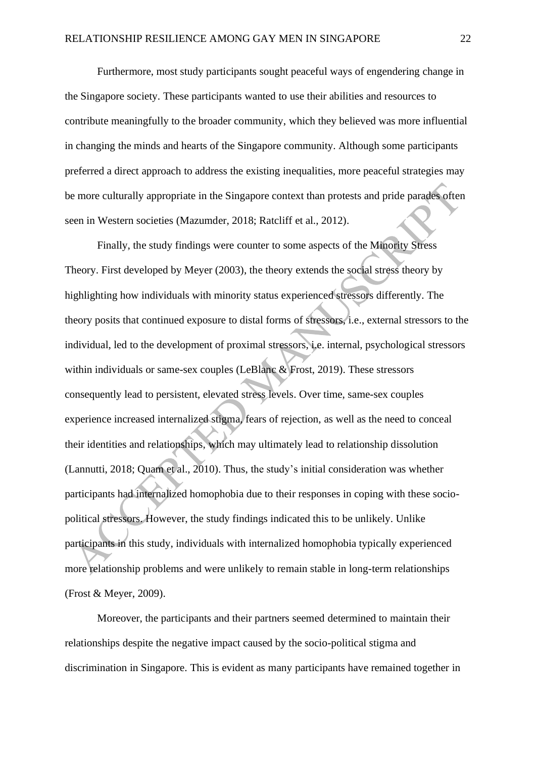Furthermore, most study participants sought peaceful ways of engendering change in the Singapore society. These participants wanted to use their abilities and resources to contribute meaningfully to the broader community, which they believed was more influential in changing the minds and hearts of the Singapore community. Although some participants preferred a direct approach to address the existing inequalities, more peaceful strategies may be more culturally appropriate in the Singapore context than protests and pride parades often seen in Western societies (Mazumder, 2018; Ratcliff et al., 2012).

Finally, the study findings were counter to some aspects of the Minority Stress Theory. First developed by Meyer (2003), the theory extends the social stress theory by highlighting how individuals with minority status experienced stressors differently. The theory posits that continued exposure to distal forms of stressors, i.e., external stressors to the individual, led to the development of proximal stressors, i.e. internal, psychological stressors within individuals or same-sex couples (LeBlanc & Frost, 2019). These stressors consequently lead to persistent, elevated stress levels. Over time, same-sex couples experience increased internalized stigma, fears of rejection, as well as the need to conceal their identities and relationships, which may ultimately lead to relationship dissolution (Lannutti, 2018; Quam et al., 2010). Thus, the study's initial consideration was whether participants had internalized homophobia due to their responses in coping with these socio-political stressors. However, the study findings indicated this to be unlikely. Unlike participants in this study, individuals with internalized homophobia typically experienced more relationship problems and were unlikely to remain stable in long-term relationships (Frost & Meyer, 2009).

Moreover, the participants and their partners seemed determined to maintain their relationships despite the negative impact caused by the socio-political stigma and discrimination in Singapore. This is evident as many participants have remained together in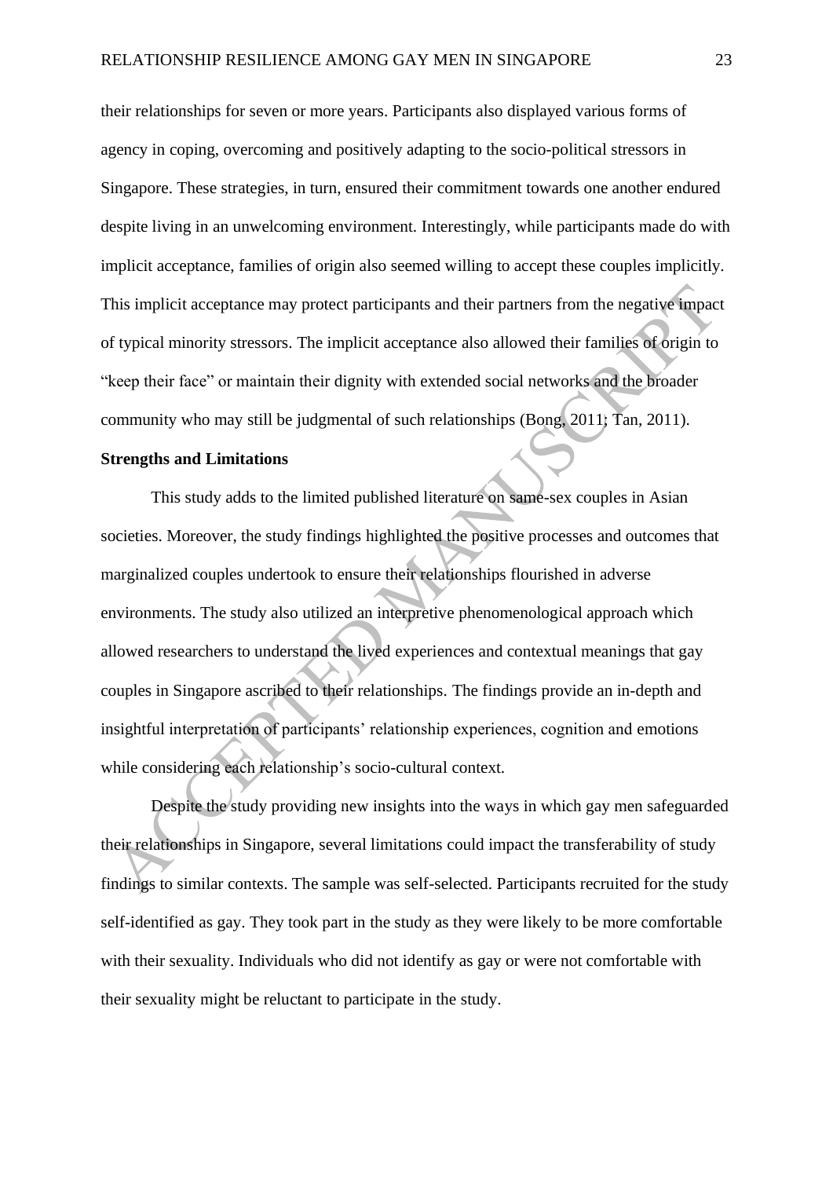their relationships for seven or more years. Participants also displayed various forms of agency in coping, overcoming and positively adapting to the socio-political stressors in Singapore. These strategies, in turn, ensured their commitment towards one another endured despite living in an unwelcoming environment. Interestingly, while participants made do with implicit acceptance, families of origin also seemed willing to accept these couples implicitly. This implicit acceptance may protect participants and their partners from the negative impact of typical minority stressors. The implicit acceptance also allowed their families of origin to "keep their face" or maintain their dignity with extended social networks and the broader community who may still be judgmental of such relationships (Bong, 2011; Tan, 2011).

**Strengths and Limitations**

This study adds to the limited published literature on same-sex couples in Asian societies. Moreover, the study findings highlighted the positive processes and outcomes that marginalized couples undertook to ensure their relationships flourished in adverse environments. The study also utilized an interpretive phenomenological approach which allowed researchers to understand the lived experiences and contextual meanings that gay couples in Singapore ascribed to their relationships. The findings provide an in-depth and insightful interpretation of participants' relationship experiences, cognition and emotions while considering each relationship's socio-cultural context.

Despite the study providing new insights into the ways in which gay men safeguarded their relationships in Singapore, several limitations could impact the transferability of study findings to similar contexts. The sample was self-selected. Participants recruited for the study self-identified as gay. They took part in the study as they were likely to be more comfortable with their sexuality. Individuals who did not identify as gay or were not comfortable with their sexuality might be reluctant to participate in the study.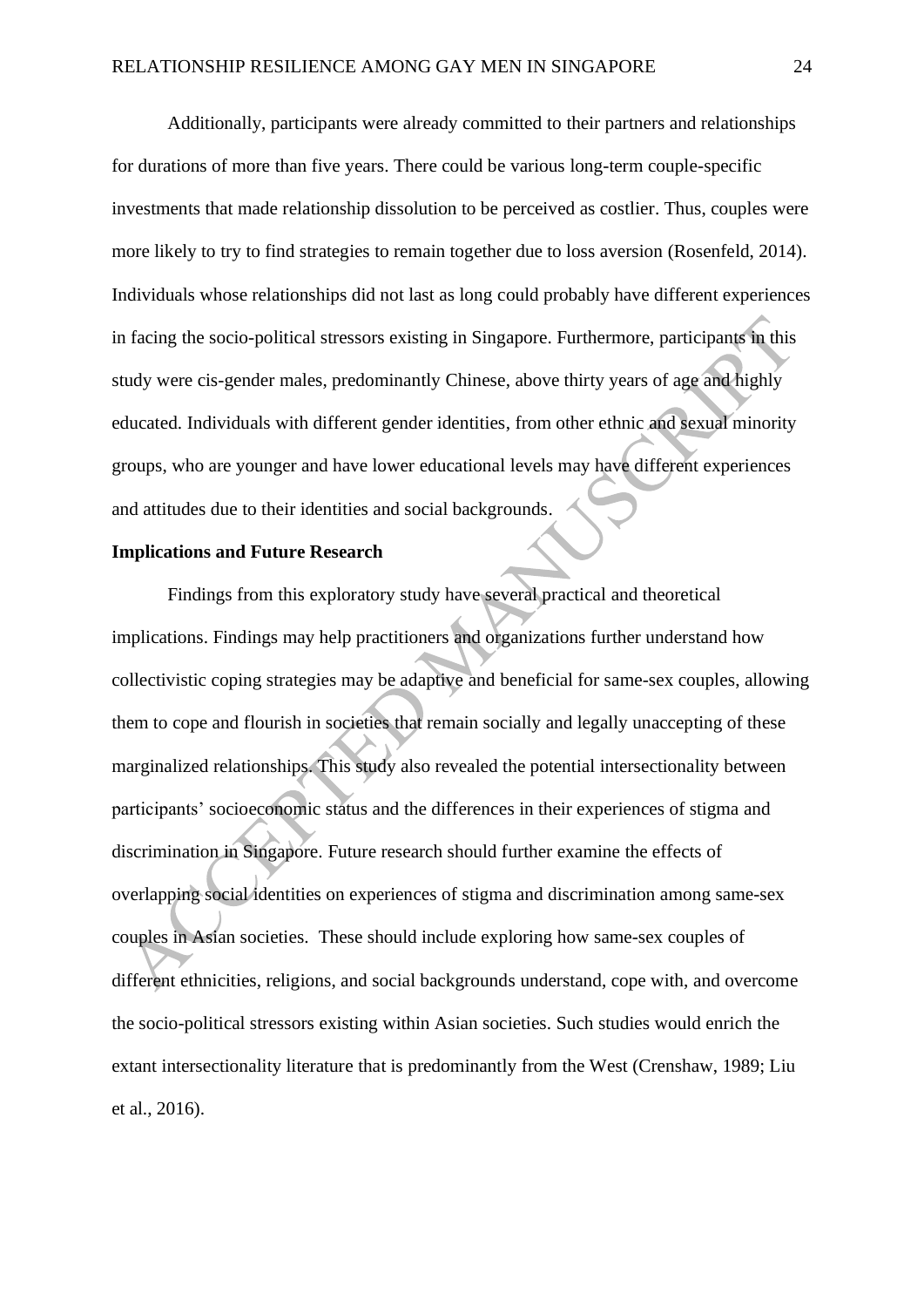Additionally, participants were already committed to their partners and relationships for durations of more than five years. There could be various long-term couple-specific investments that made relationship dissolution to be perceived as costlier. Thus, couples were more likely to try to find strategies to remain together due to loss aversion (Rosenfeld, 2014). Individuals whose relationships did not last as long could probably have different experiences in facing the socio-political stressors existing in Singapore. Furthermore, participants in this study were cis-gender males, predominantly Chinese, above thirty years of age and highly educated. Individuals with different gender identities, from other ethnic and sexual minority groups, who are younger and have lower educational levels may have different experiences and attitudes due to their identities and social backgrounds.

**Implications and Future Research**

Findings from this exploratory study have several practical and theoretical implications. Findings may help practitioners and organizations further understand how collectivistic coping strategies may be adaptive and beneficial for same-sex couples, allowing them to cope and flourish in societies that remain socially and legally unaccepting of these marginalized relationships. This study also revealed the potential intersectionality between participants' socioeconomic status and the differences in their experiences of stigma and discrimination in Singapore. Future research should further examine the effects of overlapping social identities on experiences of stigma and discrimination among same-sex couples in Asian societies. These should include exploring how same-sex couples of different ethnicities, religions, and social backgrounds understand, cope with, and overcome the socio-political stressors existing within Asian societies. Such studies would enrich the extant intersectionality literature that is predominantly from the West (Crenshaw, 1989; Liu et al., 2016).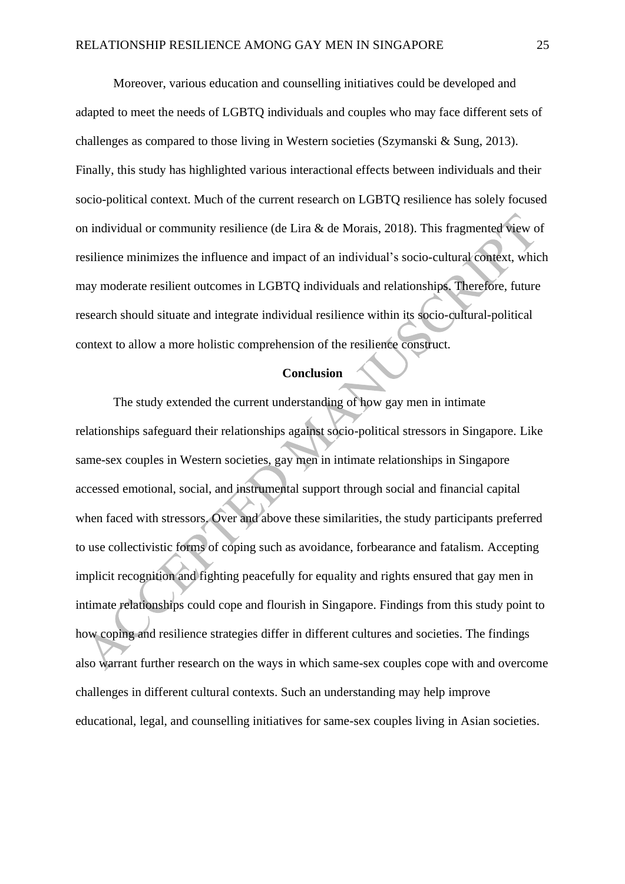Moreover, various education and counselling initiatives could be developed and adapted to meet the needs of LGBTQ individuals and couples who may face different sets of challenges as compared to those living in Western societies (Szymanski & Sung, 2013). Finally, this study has highlighted various interactional effects between individuals and their socio-political context. Much of the current research on LGBTQ resilience has solely focused on individual or community resilience (de Lira & de Morais, 2018). This fragmented view of resilience minimizes the influence and impact of an individual's socio-cultural context, which may moderate resilient outcomes in LGBTQ individuals and relationships. Therefore, future research should situate and integrate individual resilience within its socio-cultural-political context to allow a more holistic comprehension of the resilience construct.

## Conclusion

The study extended the current understanding of how gay men in intimate relationships safeguard their relationships against socio-political stressors in Singapore. Like same-sex couples in Western societies, gay men in intimate relationships in Singapore accessed emotional, social, and instrumental support through social and financial capital when faced with stressors. Over and above these similarities, the study participants preferred to use collectivistic forms of coping such as avoidance, forbearance and fatalism. Accepting implicit recognition and fighting peacefully for equality and rights ensured that gay men in intimate relationships could cope and flourish in Singapore. Findings from this study point to how coping and resilience strategies differ in different cultures and societies. The findings also warrant further research on the ways in which same-sex couples cope with and overcome challenges in different cultural contexts. Such an understanding may help improve educational, legal, and counselling initiatives for same-sex couples living in Asian societies.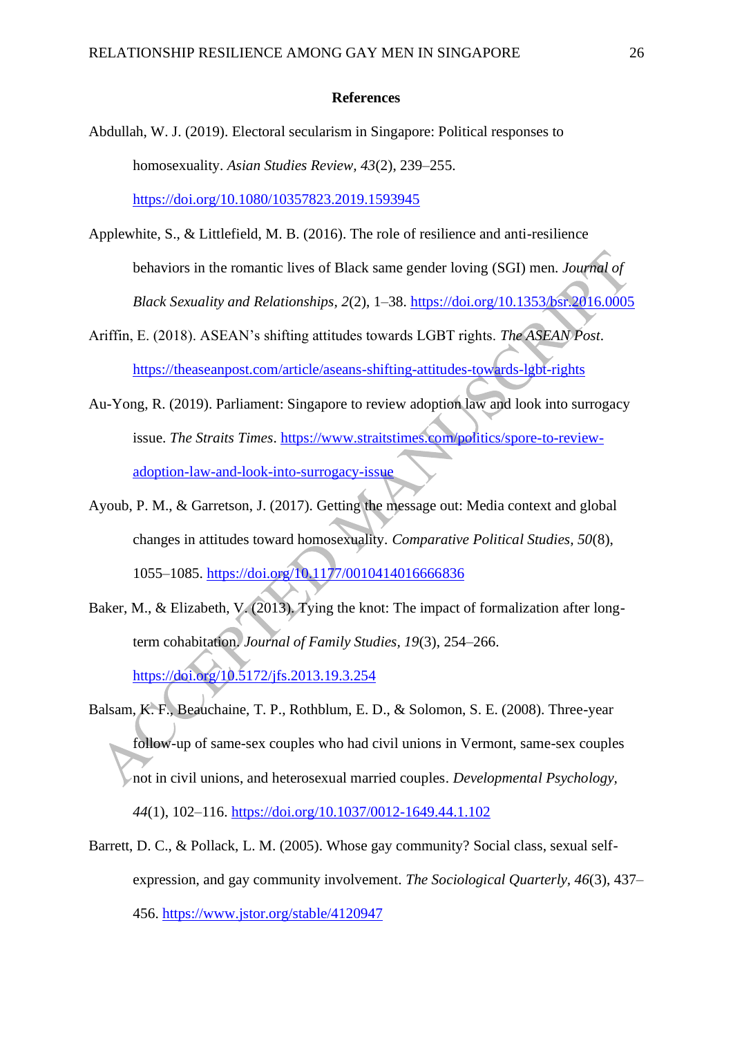## References

Abdullah, W. J. (2019). Electoral secularism in Singapore: Political responses to homosexuality. *Asian Studies Review*, *43*(2), 239–255. https://doi.org/10.1080/10357823.2019.1593945

Applewhite, S., & Littlefield, M. B. (2016). The role of resilience and anti-resilience behaviors in the romantic lives of Black same gender loving (SGl) men. *Journal of Black Sexuality and Relationships*, *2*(2), 1–38. https://doi.org/10.1353/bsr.2016.0005

Ariffin, E. (2018). ASEAN's shifting attitudes towards LGBT rights. *The ASEAN Post*. https://theaseanpost.com/article/aseans-shifting-attitudes-towards-lgbt-rights

Au-Yong, R. (2019). Parliament: Singapore to review adoption law and look into surrogacy issue. *The Straits Times*. https://www.straitstimes.com/politics/spore-to-review-adoption-law-and-look-into-surrogacy-issue

Ayoub, P. M., & Garretson, J. (2017). Getting the message out: Media context and global changes in attitudes toward homosexuality. *Comparative Political Studies*, *50*(8), 1055–1085. https://doi.org/10.1177/0010414016666836

Baker, M., & Elizabeth, V. (2013). Tying the knot: The impact of formalization after long-term cohabitation. *Journal of Family Studies*, *19*(3), 254–266. https://doi.org/10.5172/jfs.2013.19.3.254

Balsam, K. F., Beauchaine, T. P., Rothblum, E. D., & Solomon, S. E. (2008). Three-year follow-up of same-sex couples who had civil unions in Vermont, same-sex couples not in civil unions, and heterosexual married couples. *Developmental Psychology*, *44*(1), 102–116. https://doi.org/10.1037/0012-1649.44.1.102

Barrett, D. C., & Pollack, L. M. (2005). Whose gay community? Social class, sexual self-expression, and gay community involvement. *The Sociological Quarterly*, *46*(3), 437–456. https://www.jstor.org/stable/4120947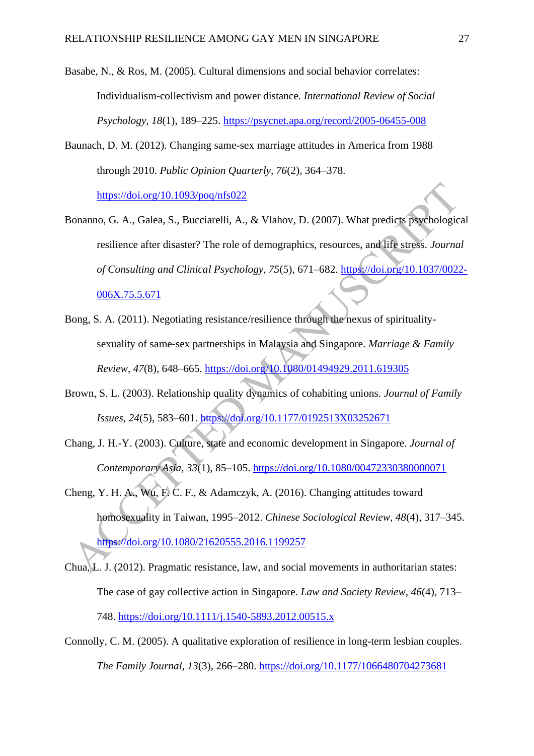Basabe, N., & Ros, M. (2005). Cultural dimensions and social behavior correlates: Individualism-collectivism and power distance. *International Review of Social Psychology*, *18*(1), 189–225. https://psycnet.apa.org/record/2005-06455-008

Baunach, D. M. (2012). Changing same-sex marriage attitudes in America from 1988 through 2010. *Public Opinion Quarterly*, *76*(2), 364–378. https://doi.org/10.1093/poq/nfs022

Bonanno, G. A., Galea, S., Bucciarelli, A., & Vlahov, D. (2007). What predicts psychological resilience after disaster? The role of demographics, resources, and life stress. *Journal of Consulting and Clinical Psychology*, *75*(5), 671–682. https://doi.org/10.1037/0022-006X.75.5.671

Bong, S. A. (2011). Negotiating resistance/resilience through the nexus of spirituality-sexuality of same-sex partnerships in Malaysia and Singapore. *Marriage & Family Review*, *47*(8), 648–665. https://doi.org/10.1080/01494929.2011.619305

Brown, S. L. (2003). Relationship quality dynamics of cohabiting unions. *Journal of Family Issues*, *24*(5), 583–601. https://doi.org/10.1177/0192513X03252671

Chang, J. H.-Y. (2003). Culture, state and economic development in Singapore. *Journal of Contemporary Asia*, *33*(1), 85–105. https://doi.org/10.1080/00472330380000071

Cheng, Y. H. A., Wu, F. C. F., & Adamczyk, A. (2016). Changing attitudes toward homosexuality in Taiwan, 1995–2012. *Chinese Sociological Review*, *48*(4), 317–345. https://doi.org/10.1080/21620555.2016.1199257

Chua, L. J. (2012). Pragmatic resistance, law, and social movements in authoritarian states: The case of gay collective action in Singapore. *Law and Society Review*, *46*(4), 713–748. https://doi.org/10.1111/j.1540-5893.2012.00515.x

Connolly, C. M. (2005). A qualitative exploration of resilience in long-term lesbian couples. *The Family Journal*, *13*(3), 266–280. https://doi.org/10.1177/1066480704273681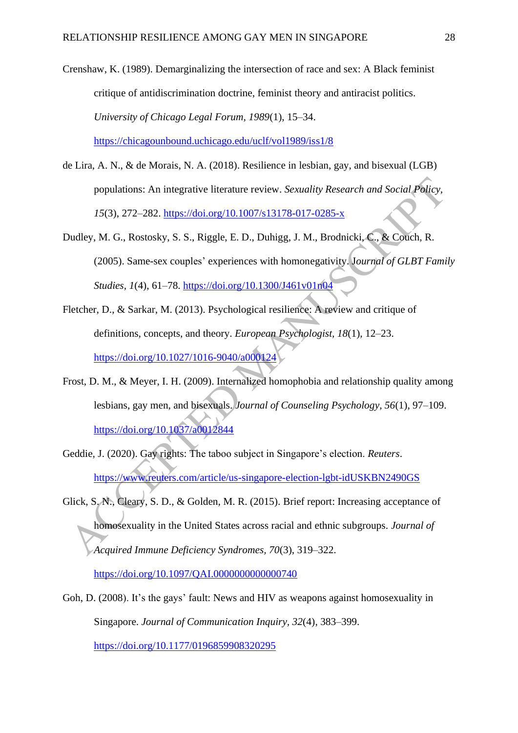Crenshaw, K. (1989). Demarginalizing the intersection of race and sex: A Black feminist critique of antidiscrimination doctrine, feminist theory and antiracist politics. *University of Chicago Legal Forum, 1989*(1), 15–34. https://chicagounbound.uchicago.edu/uclf/vol1989/iss1/8

de Lira, A. N., & de Morais, N. A. (2018). Resilience in lesbian, gay, and bisexual (LGB) populations: An integrative literature review. *Sexuality Research and Social Policy, 15*(3), 272–282. https://doi.org/10.1007/s13178-017-0285-x

Dudley, M. G., Rostosky, S. S., Riggle, E. D., Duhigg, J. M., Brodnicki, C., & Couch, R. (2005). Same-sex couples' experiences with homonegativity. *Journal of GLBT Family Studies, 1*(4), 61–78. https://doi.org/10.1300/J461v01n04

Fletcher, D., & Sarkar, M. (2013). Psychological resilience: A review and critique of definitions, concepts, and theory. *European Psychologist, 18*(1), 12–23. https://doi.org/10.1027/1016-9040/a000124

Frost, D. M., & Meyer, I. H. (2009). Internalized homophobia and relationship quality among lesbians, gay men, and bisexuals. *Journal of Counseling Psychology, 56*(1), 97–109. https://doi.org/10.1037/a0012844

Geddie, J. (2020). Gay rights: The taboo subject in Singapore's election. *Reuters*. https://www.reuters.com/article/us-singapore-election-lgbt-idUSKBN2490GS

Glick, S. N., Cleary, S. D., & Golden, M. R. (2015). Brief report: Increasing acceptance of homosexuality in the United States across racial and ethnic subgroups. *Journal of Acquired Immune Deficiency Syndromes, 70*(3), 319–322. https://doi.org/10.1097/QAI.0000000000000740

Goh, D. (2008). It's the gays' fault: News and HIV as weapons against homosexuality in Singapore. *Journal of Communication Inquiry, 32*(4), 383–399. https://doi.org/10.1177/0196859908320295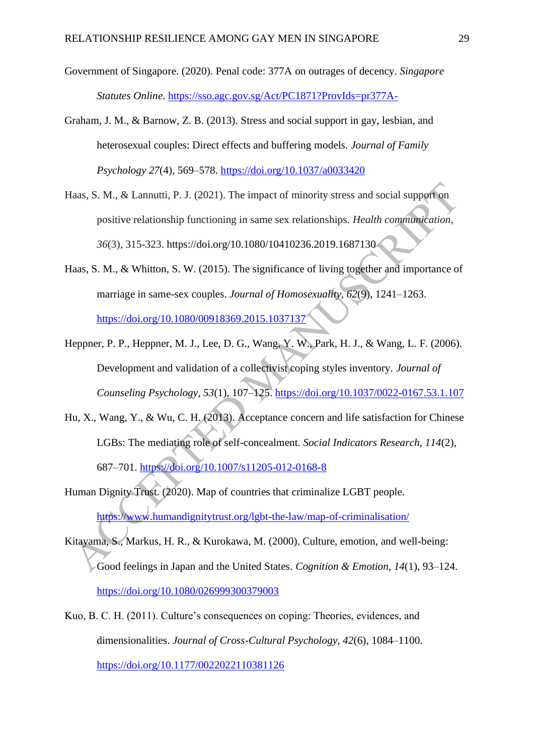Government of Singapore. (2020). Penal code: 377A on outrages of decency. *Singapore Statutes Online*. https://sso.agc.gov.sg/Act/PC1871?ProvIds=pr377A-

Graham, J. M., & Barnow, Z. B. (2013). Stress and social support in gay, lesbian, and heterosexual couples: Direct effects and buffering models. *Journal of Family Psychology 27*(4), 569–578. https://doi.org/10.1037/a0033420

Haas, S. M., & Lannutti, P. J. (2021). The impact of minority stress and social support on positive relationship functioning in same sex relationships. *Health communication*, *36*(3), 315-323. https://doi.org/10.1080/10410236.2019.1687130

Haas, S. M., & Whitton, S. W. (2015). The significance of living together and importance of marriage in same-sex couples. *Journal of Homosexuality, 62*(9), 1241–1263. https://doi.org/10.1080/00918369.2015.1037137

Heppner, P. P., Heppner, M. J., Lee, D. G., Wang, Y. W., Park, H. J., & Wang, L. F. (2006). Development and validation of a collectivist coping styles inventory. *Journal of Counseling Psychology, 53*(1), 107–125. https://doi.org/10.1037/0022-0167.53.1.107

Hu, X., Wang, Y., & Wu, C. H. (2013). Acceptance concern and life satisfaction for Chinese LGBs: The mediating role of self-concealment. *Social Indicators Research*, *114*(2), 687–701. https://doi.org/10.1007/s11205-012-0168-8

Human Dignity Trust. (2020). Map of countries that criminalize LGBT people. https://www.humandignitytrust.org/lgbt-the-law/map-of-criminalisation/

Kitayama, S., Markus, H. R., & Kurokawa, M. (2000). Culture, emotion, and well-being: Good feelings in Japan and the United States. *Cognition & Emotion, 14*(1), 93–124. https://doi.org/10.1080/026999300379003

Kuo, B. C. H. (2011). Culture's consequences on coping: Theories, evidences, and dimensionalities. *Journal of Cross-Cultural Psychology, 42*(6), 1084–1100. https://doi.org/10.1177/0022022110381126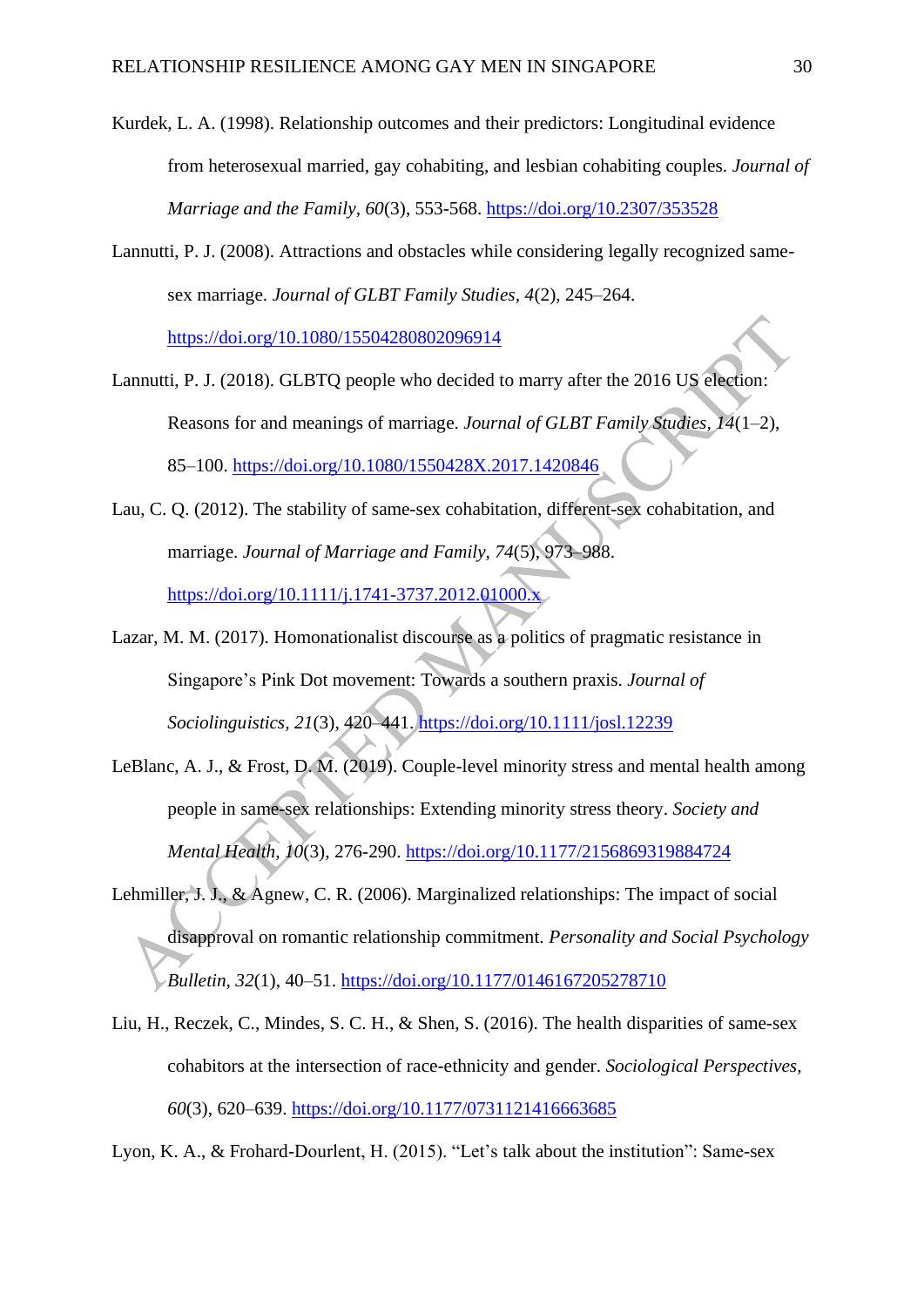Kurdek, L. A. (1998). Relationship outcomes and their predictors: Longitudinal evidence from heterosexual married, gay cohabiting, and lesbian cohabiting couples. *Journal of Marriage and the Family*, *60*(3), 553-568. https://doi.org/10.2307/353528

Lannutti, P. J. (2008). Attractions and obstacles while considering legally recognized same-sex marriage. *Journal of GLBT Family Studies*, *4*(2), 245–264. https://doi.org/10.1080/15504280802096914

Lannutti, P. J. (2018). GLBTQ people who decided to marry after the 2016 US election: Reasons for and meanings of marriage. *Journal of GLBT Family Studies*, *14*(1–2), 85–100. https://doi.org/10.1080/1550428X.2017.1420846

Lau, C. Q. (2012). The stability of same-sex cohabitation, different-sex cohabitation, and marriage. *Journal of Marriage and Family*, *74*(5), 973–988. https://doi.org/10.1111/j.1741-3737.2012.01000.x

Lazar, M. M. (2017). Homonationalist discourse as a politics of pragmatic resistance in Singapore's Pink Dot movement: Towards a southern praxis. *Journal of Sociolinguistics*, *21*(3), 420–441. https://doi.org/10.1111/josl.12239

LeBlanc, A. J., & Frost, D. M. (2019). Couple-level minority stress and mental health among people in same-sex relationships: Extending minority stress theory. *Society and Mental Health*, *10*(3), 276-290. https://doi.org/10.1177/2156869319884724

Lehmiller, J. J., & Agnew, C. R. (2006). Marginalized relationships: The impact of social disapproval on romantic relationship commitment. *Personality and Social Psychology Bulletin*, *32*(1), 40–51. https://doi.org/10.1177/0146167205278710

Liu, H., Reczek, C., Mindes, S. C. H., & Shen, S. (2016). The health disparities of same-sex cohabitors at the intersection of race-ethnicity and gender. *Sociological Perspectives*, *60*(3), 620–639. https://doi.org/10.1177/0731121416663685

Lyon, K. A., & Frohard-Dourlent, H. (2015). "Let's talk about the institution": Same-sex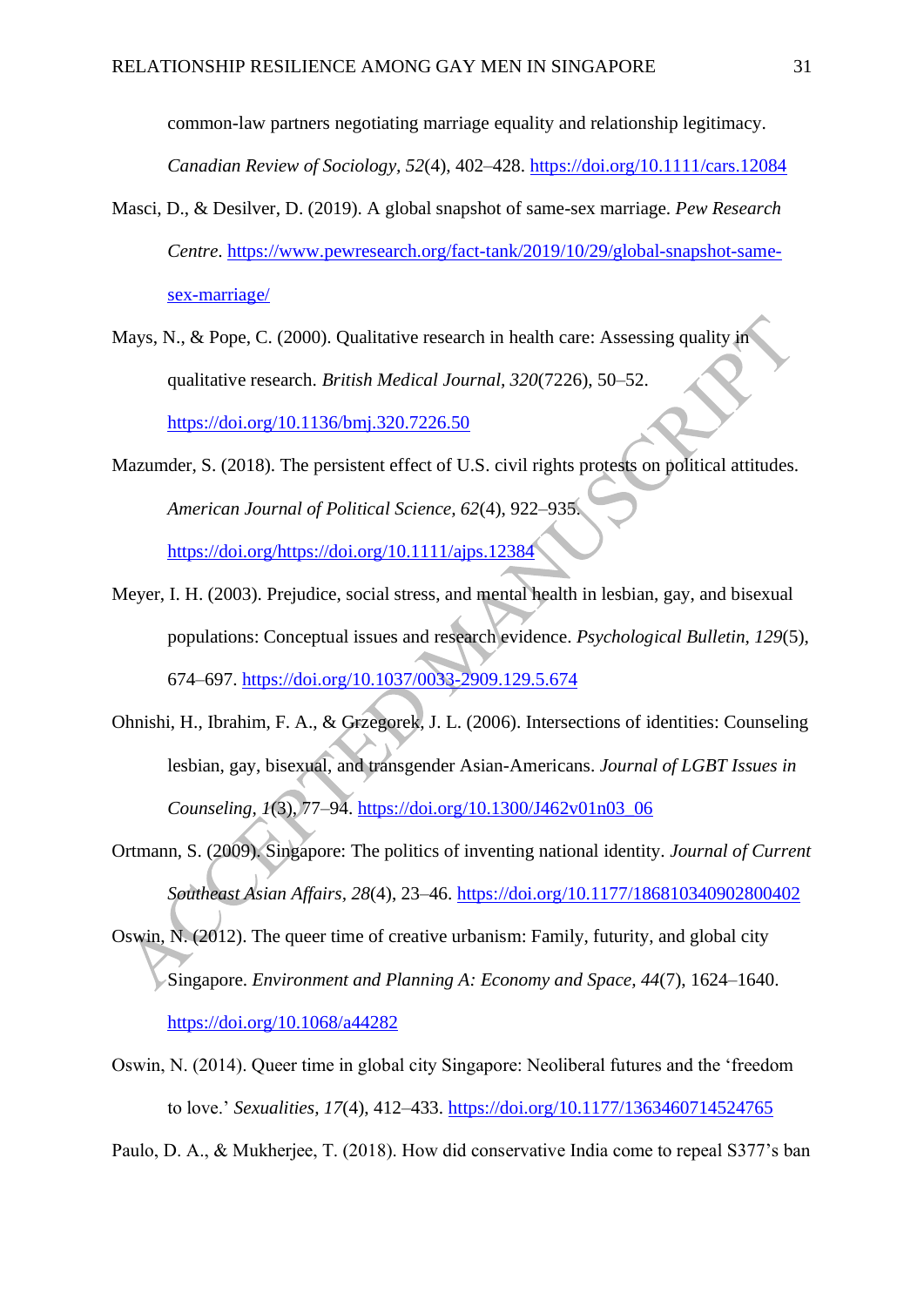common-law partners negotiating marriage equality and relationship legitimacy. *Canadian Review of Sociology, 52*(4), 402–428. https://doi.org/10.1111/cars.12084

Masci, D., & Desilver, D. (2019). A global snapshot of same-sex marriage. *Pew Research Centre*. https://www.pewresearch.org/fact-tank/2019/10/29/global-snapshot-same-sex-marriage/

Mays, N., & Pope, C. (2000). Qualitative research in health care: Assessing quality in qualitative research. *British Medical Journal, 320*(7226), 50–52. https://doi.org/10.1136/bmj.320.7226.50

Mazumder, S. (2018). The persistent effect of U.S. civil rights protests on political attitudes. *American Journal of Political Science, 62*(4), 922–935. https://doi.org/https://doi.org/10.1111/ajps.12384

Meyer, I. H. (2003). Prejudice, social stress, and mental health in lesbian, gay, and bisexual populations: Conceptual issues and research evidence. *Psychological Bulletin, 129*(5), 674–697. https://doi.org/10.1037/0033-2909.129.5.674

Ohnishi, H., Ibrahim, F. A., & Grzegorek, J. L. (2006). Intersections of identities: Counseling lesbian, gay, bisexual, and transgender Asian-Americans. *Journal of LGBT Issues in Counseling, 1*(3), 77–94. https://doi.org/10.1300/J462v01n03_06

Ortmann, S. (2009). Singapore: The politics of inventing national identity. *Journal of Current Southeast Asian Affairs, 28*(4), 23–46. https://doi.org/10.1177/186810340902800402

Oswin, N. (2012). The queer time of creative urbanism: Family, futurity, and global city Singapore. *Environment and Planning A: Economy and Space, 44*(7), 1624–1640. https://doi.org/10.1068/a44282

Oswin, N. (2014). Queer time in global city Singapore: Neoliberal futures and the 'freedom to love.' *Sexualities, 17*(4), 412–433. https://doi.org/10.1177/1363460714524765

Paulo, D. A., & Mukherjee, T. (2018). How did conservative India come to repeal S377's ban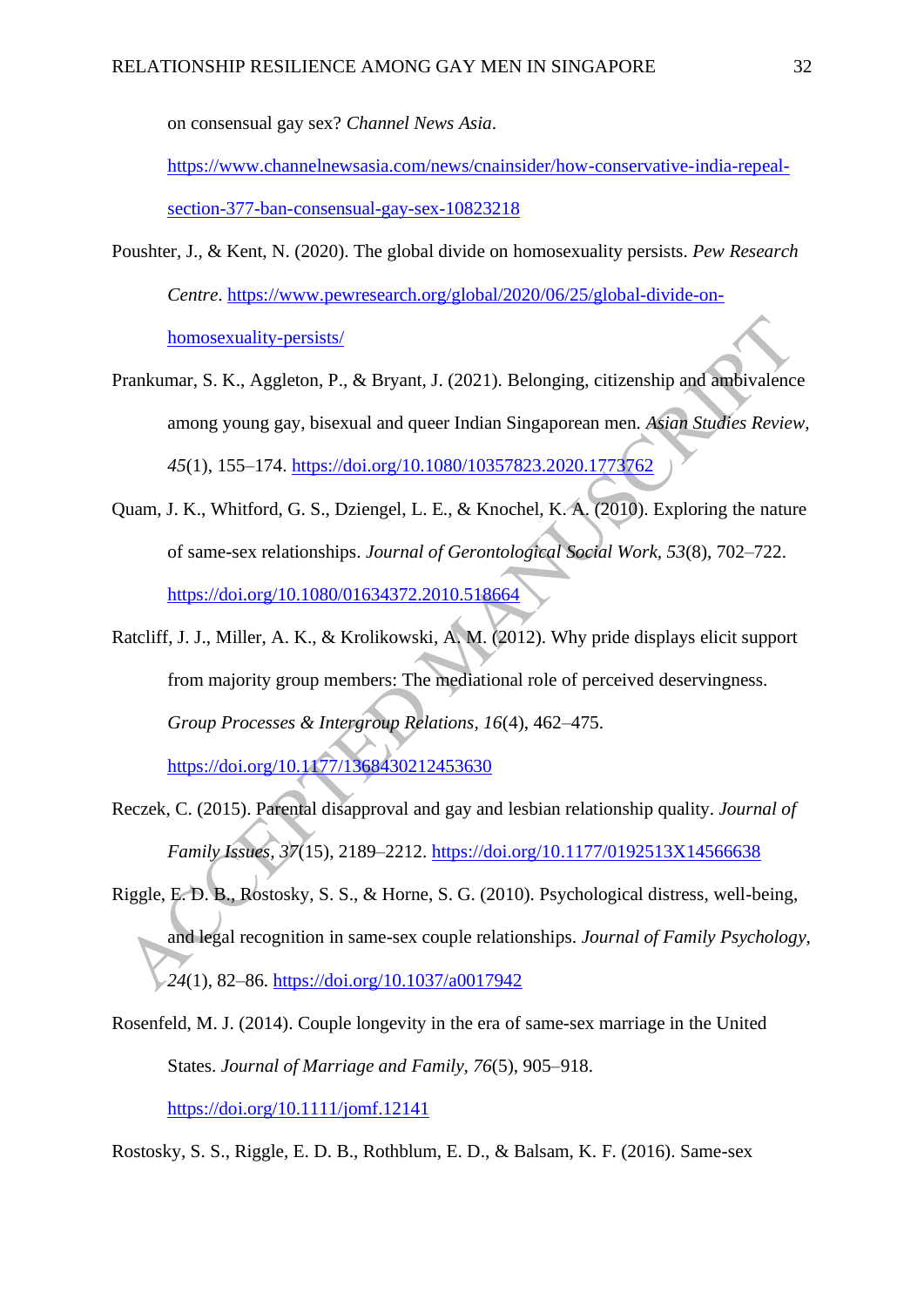on consensual gay sex? *Channel News Asia*. https://www.channelnewsasia.com/news/cnainsider/how-conservative-india-repeal-section-377-ban-consensual-gay-sex-10823218

Poushter, J., & Kent, N. (2020). The global divide on homosexuality persists. *Pew Research Centre*. https://www.pewresearch.org/global/2020/06/25/global-divide-on-homosexuality-persists/

Prankumar, S. K., Aggleton, P., & Bryant, J. (2021). Belonging, citizenship and ambivalence among young gay, bisexual and queer Indian Singaporean men. *Asian Studies Review, 45*(1), 155–174. https://doi.org/10.1080/10357823.2020.1773762

Quam, J. K., Whitford, G. S., Dziengel, L. E., & Knochel, K. A. (2010). Exploring the nature of same-sex relationships. *Journal of Gerontological Social Work, 53*(8), 702–722. https://doi.org/10.1080/01634372.2010.518664

Ratcliff, J. J., Miller, A. K., & Krolikowski, A. M. (2012). Why pride displays elicit support from majority group members: The mediational role of perceived deservingness. *Group Processes & Intergroup Relations, 16*(4), 462–475. https://doi.org/10.1177/1368430212453630

Reczek, C. (2015). Parental disapproval and gay and lesbian relationship quality. *Journal of Family Issues, 37*(15), 2189–2212. https://doi.org/10.1177/0192513X14566638

Riggle, E. D. B., Rostosky, S. S., & Horne, S. G. (2010). Psychological distress, well-being, and legal recognition in same-sex couple relationships. *Journal of Family Psychology, 24*(1), 82–86. https://doi.org/10.1037/a0017942

Rosenfeld, M. J. (2014). Couple longevity in the era of same-sex marriage in the United States. *Journal of Marriage and Family, 76*(5), 905–918. https://doi.org/10.1111/jomf.12141

Rostosky, S. S., Riggle, E. D. B., Rothblum, E. D., & Balsam, K. F. (2016). Same-sex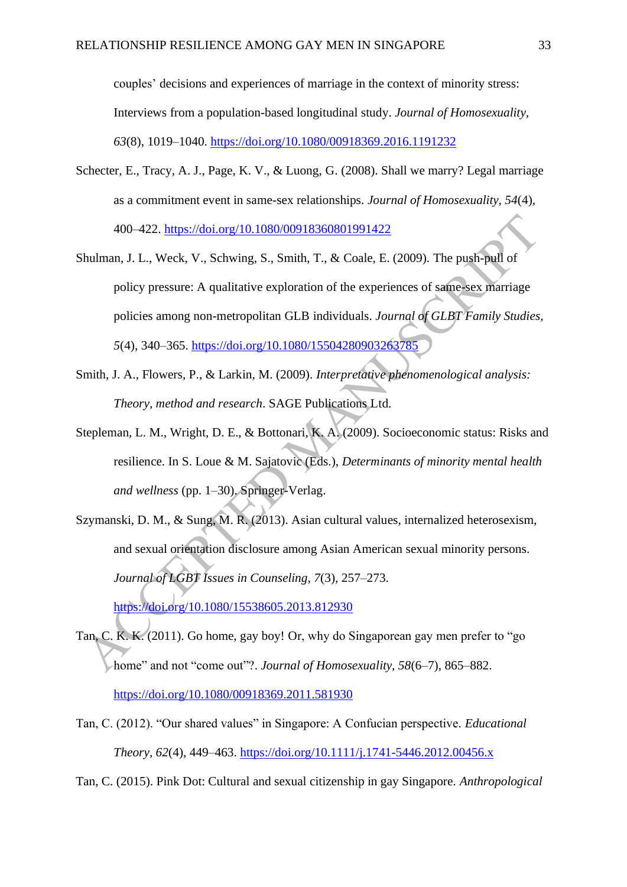couples' decisions and experiences of marriage in the context of minority stress: Interviews from a population-based longitudinal study. *Journal of Homosexuality*, *63*(8), 1019–1040. https://doi.org/10.1080/00918369.2016.1191232

Schecter, E., Tracy, A. J., Page, K. V., & Luong, G. (2008). Shall we marry? Legal marriage as a commitment event in same-sex relationships. *Journal of Homosexuality*, *54*(4), 400–422. https://doi.org/10.1080/00918360801991422

Shulman, J. L., Weck, V., Schwing, S., Smith, T., & Coale, E. (2009). The push-pull of policy pressure: A qualitative exploration of the experiences of same-sex marriage policies among non-metropolitan GLB individuals. *Journal of GLBT Family Studies*, *5*(4), 340–365. https://doi.org/10.1080/15504280903263785

Smith, J. A., Flowers, P., & Larkin, M. (2009). *Interpretative phenomenological analysis: Theory, method and research*. SAGE Publications Ltd.

Stepleman, L. M., Wright, D. E., & Bottonari, K. A. (2009). Socioeconomic status: Risks and resilience. In S. Loue & M. Sajatovic (Eds.), *Determinants of minority mental health and wellness* (pp. 1–30). Springer-Verlag.

Szymanski, D. M., & Sung, M. R. (2013). Asian cultural values, internalized heterosexism, and sexual orientation disclosure among Asian American sexual minority persons. *Journal of LGBT Issues in Counseling*, *7*(3), 257–273. https://doi.org/10.1080/15538605.2013.812930

Tan, C. K. K. (2011). Go home, gay boy! Or, why do Singaporean gay men prefer to "go home" and not "come out"?. *Journal of Homosexuality*, *58*(6–7), 865–882. https://doi.org/10.1080/00918369.2011.581930

Tan, C. (2012). "Our shared values" in Singapore: A Confucian perspective. *Educational Theory*, *62*(4), 449–463. https://doi.org/10.1111/j.1741-5446.2012.00456.x

Tan, C. (2015). Pink Dot: Cultural and sexual citizenship in gay Singapore. *Anthropological*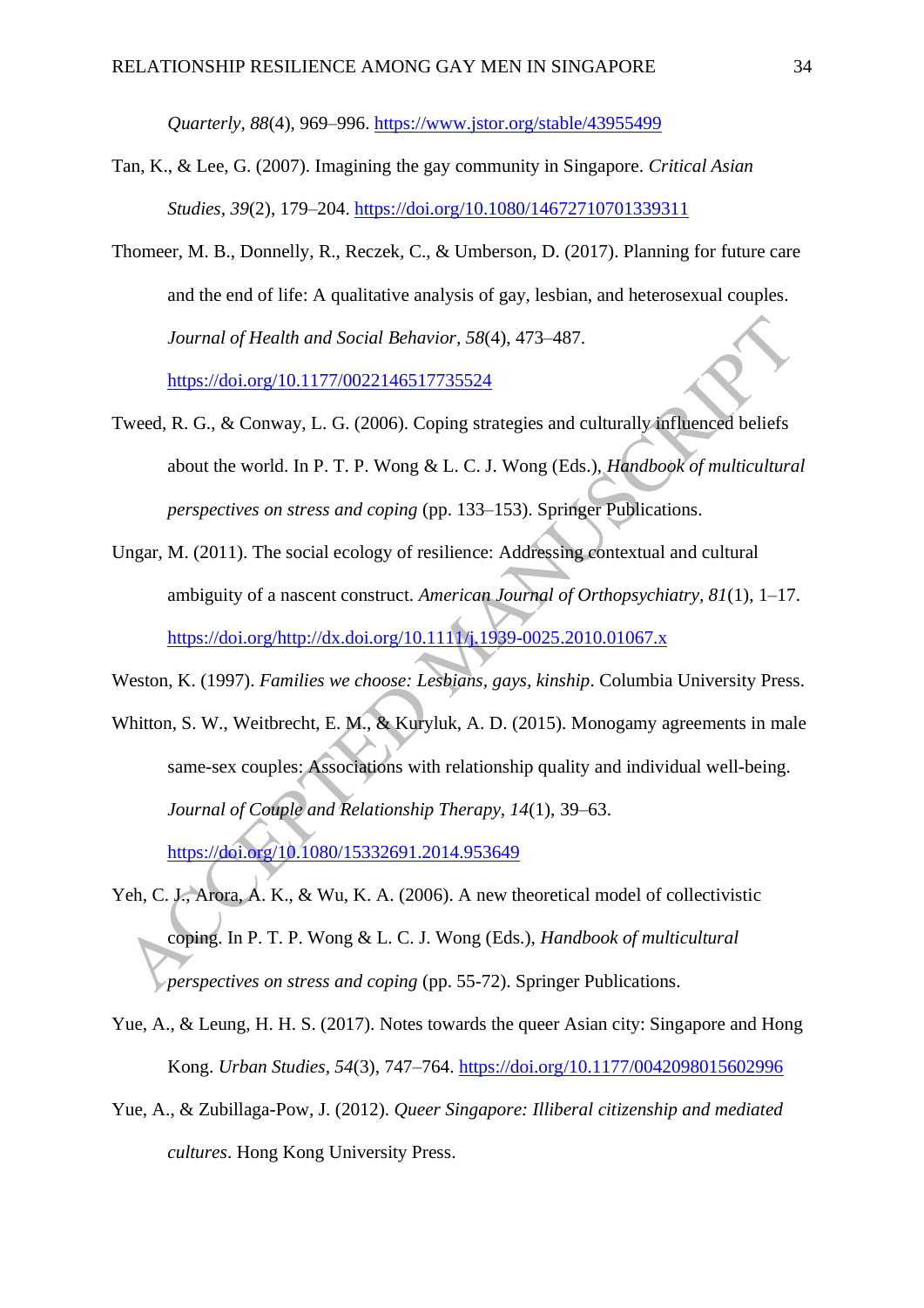*Quarterly*, *88*(4), 969–996. https://www.jstor.org/stable/43955499

Tan, K., & Lee, G. (2007). Imagining the gay community in Singapore. *Critical Asian Studies*, *39*(2), 179–204. https://doi.org/10.1080/14672710701339311

Thomeer, M. B., Donnelly, R., Reczek, C., & Umberson, D. (2017). Planning for future care and the end of life: A qualitative analysis of gay, lesbian, and heterosexual couples. *Journal of Health and Social Behavior*, *58*(4), 473–487. https://doi.org/10.1177/0022146517735524

Tweed, R. G., & Conway, L. G. (2006). Coping strategies and culturally influenced beliefs about the world. In P. T. P. Wong & L. C. J. Wong (Eds.), *Handbook of multicultural perspectives on stress and coping* (pp. 133–153). Springer Publications.

Ungar, M. (2011). The social ecology of resilience: Addressing contextual and cultural ambiguity of a nascent construct. *American Journal of Orthopsychiatry*, *81*(1), 1–17. https://doi.org/http://dx.doi.org/10.1111/j.1939-0025.2010.01067.x

Weston, K. (1997). *Families we choose: Lesbians, gays, kinship*. Columbia University Press.

Whitton, S. W., Weitbrecht, E. M., & Kuryluk, A. D. (2015). Monogamy agreements in male same-sex couples: Associations with relationship quality and individual well-being. *Journal of Couple and Relationship Therapy*, *14*(1), 39–63. https://doi.org/10.1080/15332691.2014.953649

Yeh, C. J., Arora, A. K., & Wu, K. A. (2006). A new theoretical model of collectivistic coping. In P. T. P. Wong & L. C. J. Wong (Eds.), *Handbook of multicultural perspectives on stress and coping* (pp. 55-72). Springer Publications.

Yue, A., & Leung, H. H. S. (2017). Notes towards the queer Asian city: Singapore and Hong Kong. *Urban Studies*, *54*(3), 747–764. https://doi.org/10.1177/0042098015602996

Yue, A., & Zubillaga-Pow, J. (2012). *Queer Singapore: Illiberal citizenship and mediated cultures*. Hong Kong University Press.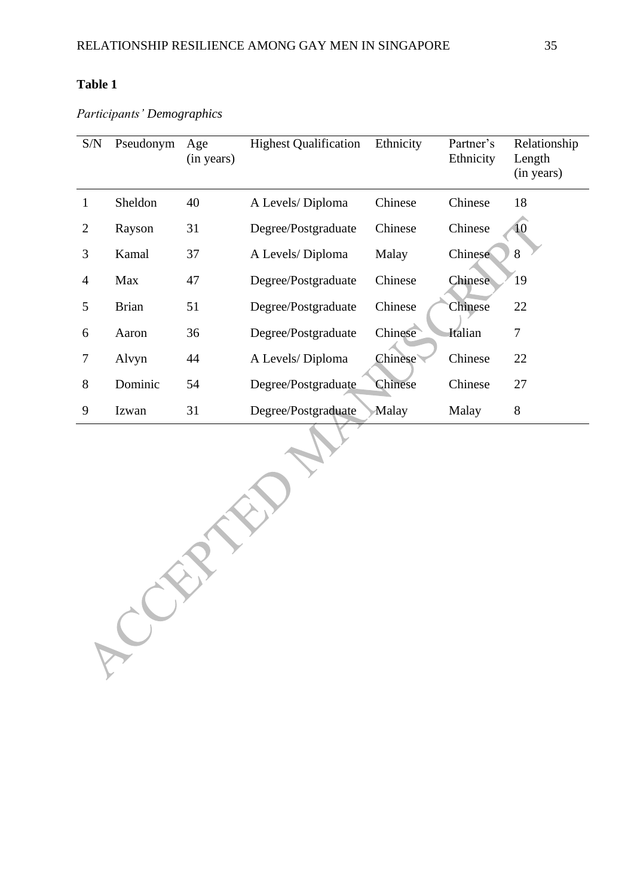**Table 1**

*Participants' Demographics*

| S/N | Pseudonym | Age (in years) | Highest Qualification | Ethnicity | Partner's Ethnicity | Relationship Length (in years) |
|---|---|---|---|---|---|---|
| 1 | Sheldon | 40 | A Levels/ Diploma | Chinese | Chinese | 18 |
| 2 | Rayson | 31 | Degree/Postgraduate | Chinese | Chinese | 10 |
| 3 | Kamal | 37 | A Levels/ Diploma | Malay | Chinese | 8 |
| 4 | Max | 47 | Degree/Postgraduate | Chinese | Chinese | 19 |
| 5 | Brian | 51 | Degree/Postgraduate | Chinese | Chinese | 22 |
| 6 | Aaron | 36 | Degree/Postgraduate | Chinese | Italian | 7 |
| 7 | Alvyn | 44 | A Levels/ Diploma | Chinese | Chinese | 22 |
| 8 | Dominic | 54 | Degree/Postgraduate | Chinese | Chinese | 27 |
| 9 | Izwan | 31 | Degree/Postgraduate | Malay | Malay | 8 |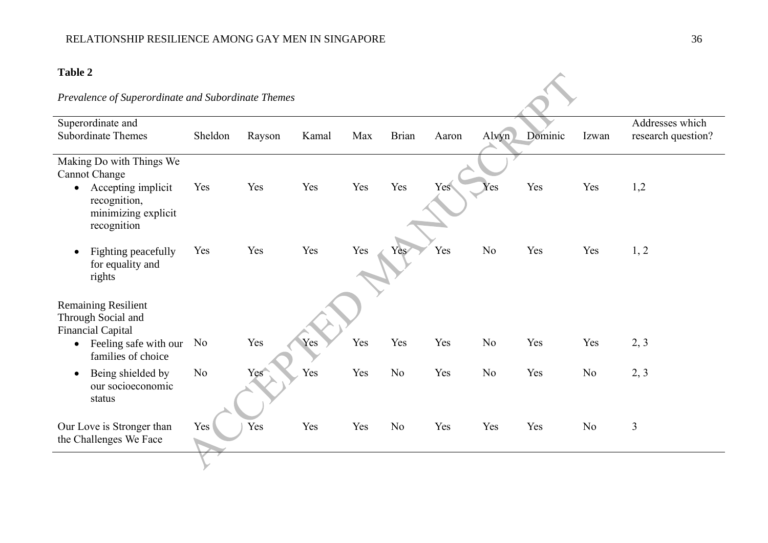**Table 2**

*Prevalence of Superordinate and Subordinate Themes*

| Superordinate and Subordinate Themes | Sheldon | Rayson | Kamal | Max | Brian | Aaron | Alvyn | Dominic | Izwan | Addresses which research question? |
|---|---|---|---|---|---|---|---|---|---|---|
| Making Do with Things We Cannot Change | | | | | | | | | | |
| • Accepting implicit recognition, minimizing explicit recognition | Yes | Yes | Yes | Yes | Yes | Yes | Yes | Yes | Yes | 1,2 |
| • Fighting peacefully for equality and rights | Yes | Yes | Yes | Yes | Yes | Yes | No | Yes | Yes | 1, 2 |
| Remaining Resilient Through Social and Financial Capital | | | | | | | | | | |
| • Feeling safe with our families of choice | No | Yes | Yes | Yes | Yes | Yes | No | Yes | Yes | 2, 3 |
| • Being shielded by our socioeconomic status | No | Yes | Yes | Yes | No | Yes | No | Yes | No | 2, 3 |
| Our Love is Stronger than the Challenges We Face | Yes | Yes | Yes | Yes | No | Yes | Yes | Yes | No | 3 |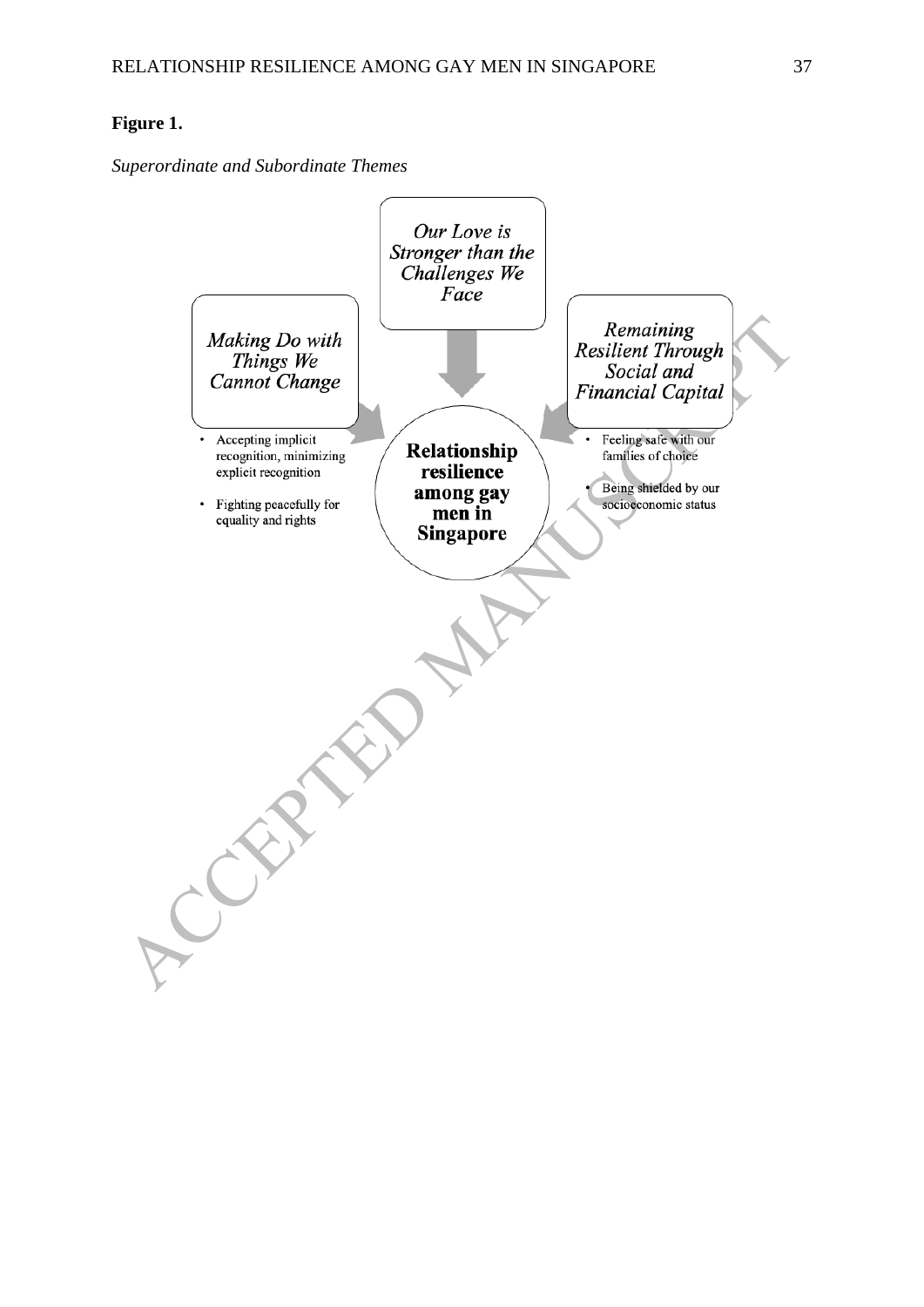**Figure 1.**

*Superordinate and Subordinate Themes*

*Our Love is Stronger than the Challenges We Face*

*Making Do with Things We Cannot Change*

- Accepting implicit recognition, minimizing explicit recognition
- Fighting peacefully for equality and rights

**Relationship resilience among gay men in Singapore**

*Remaining Resilient Through Social and Financial Capital*

- Feeling safe with our families of choice
- Being shielded by our socioeconomic status